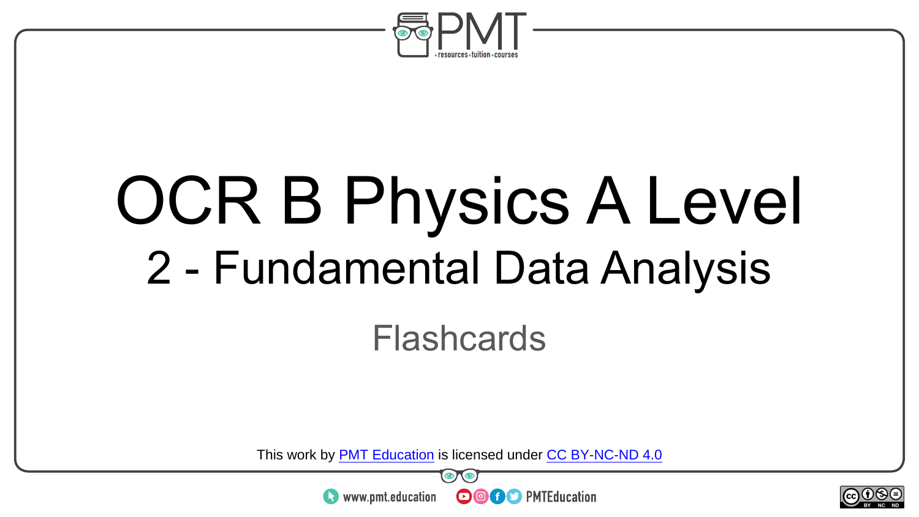# OCR B Physics A Level

## 2 - Fundamental Data Analysis

Flashcards

This work by PMT Education is licensed under CC BY-NC-ND 4.0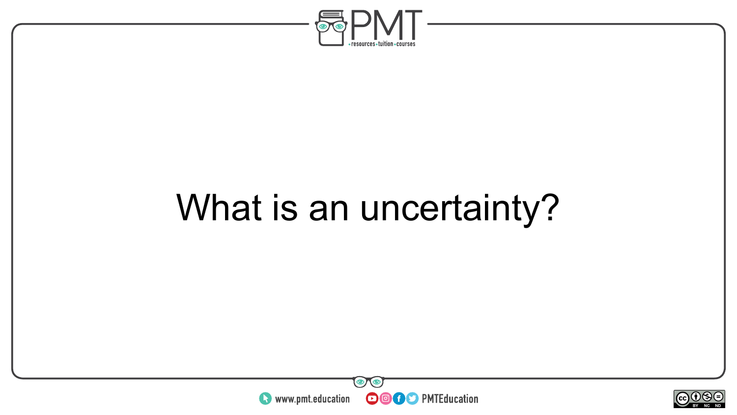What is an uncertainty?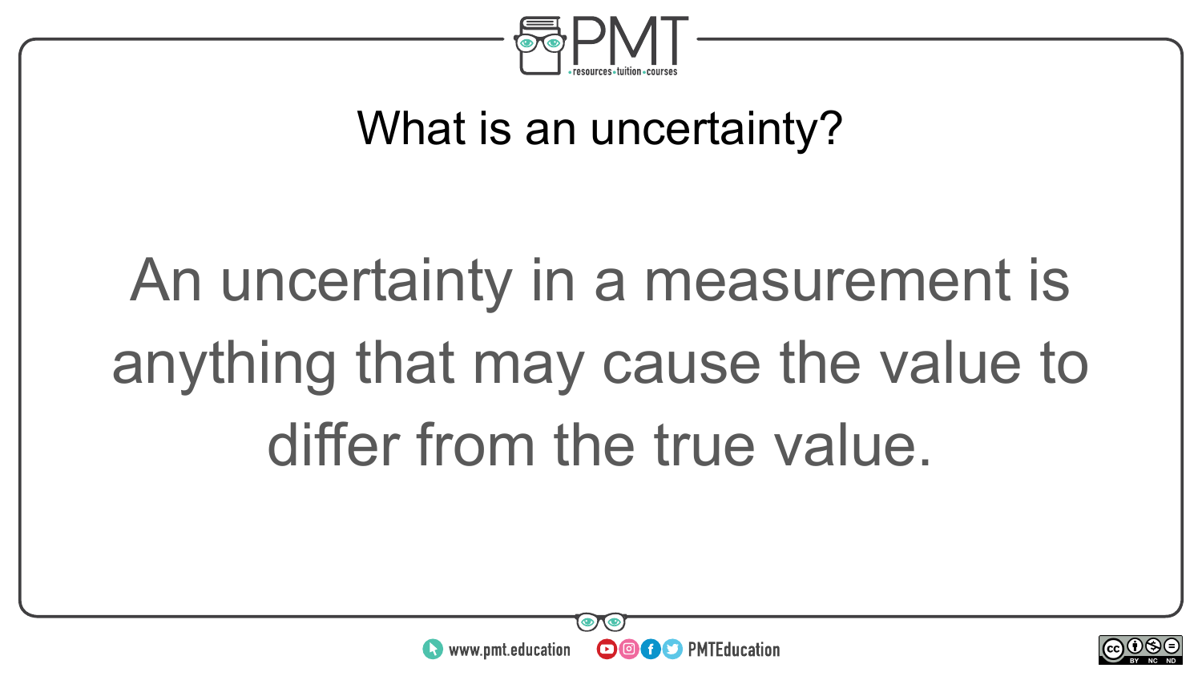## What is an uncertainty?

An uncertainty in a measurement is anything that may cause the value to differ from the true value.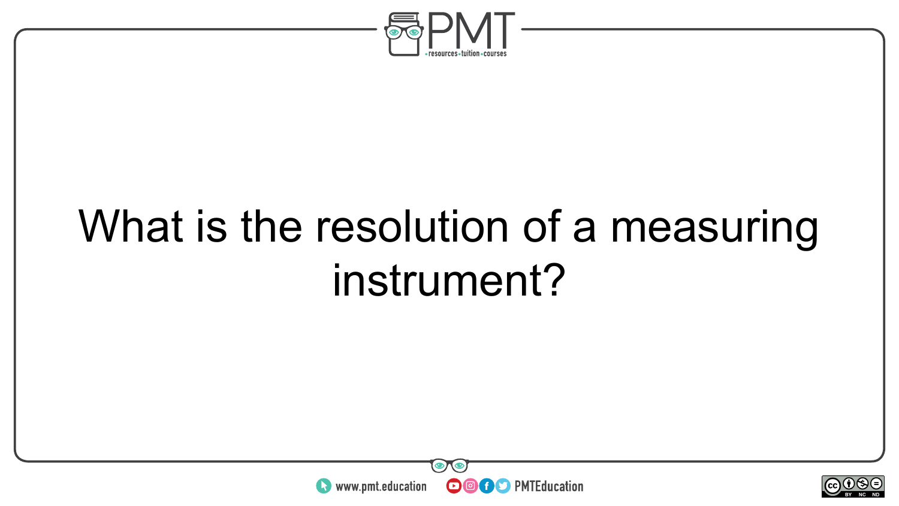What is the resolution of a measuring instrument?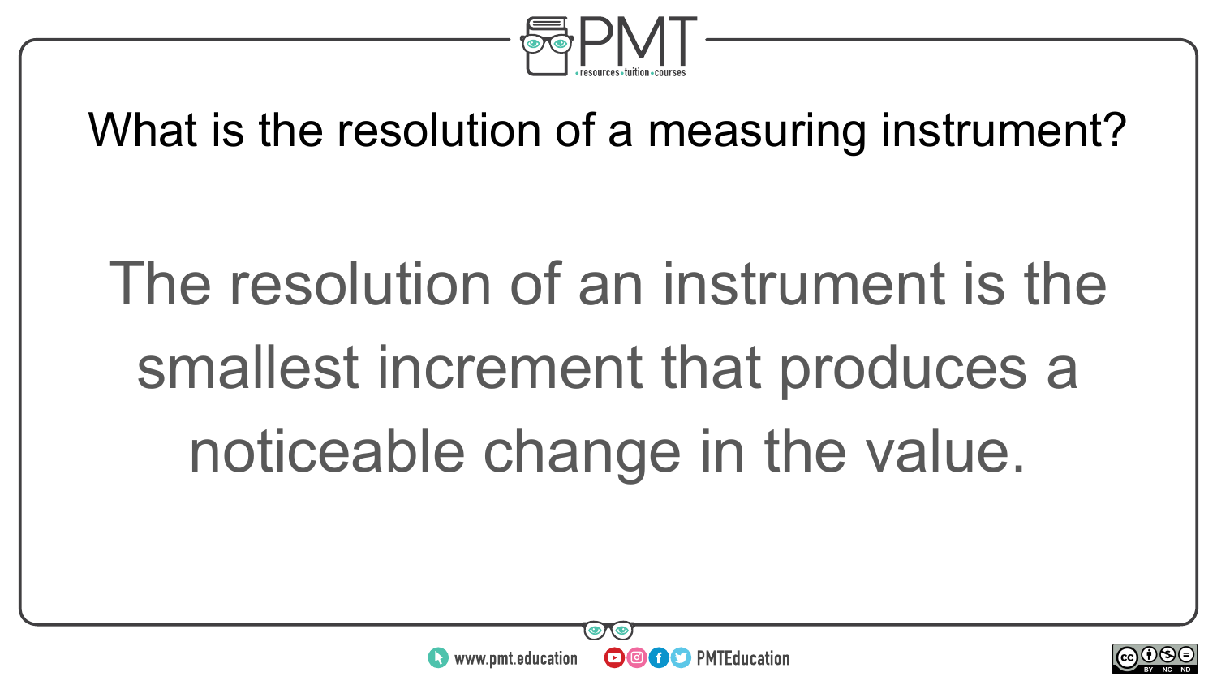## What is the resolution of a measuring instrument?

The resolution of an instrument is the smallest increment that produces a noticeable change in the value.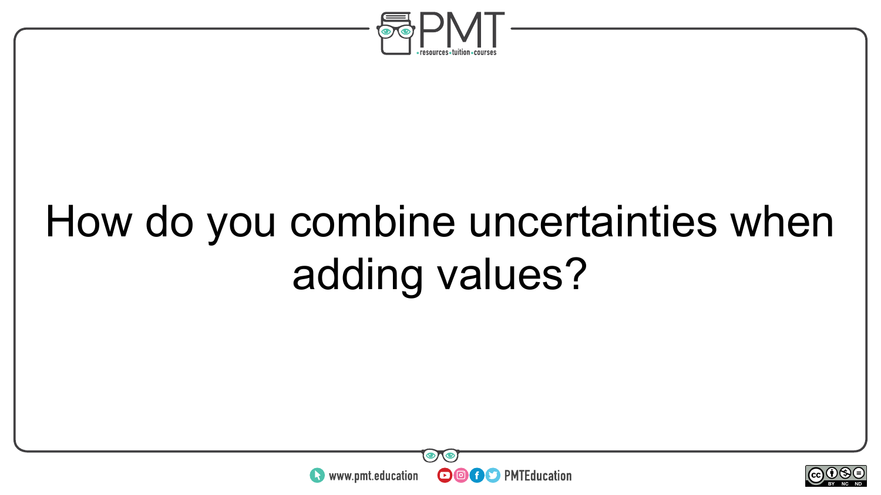How do you combine uncertainties when adding values?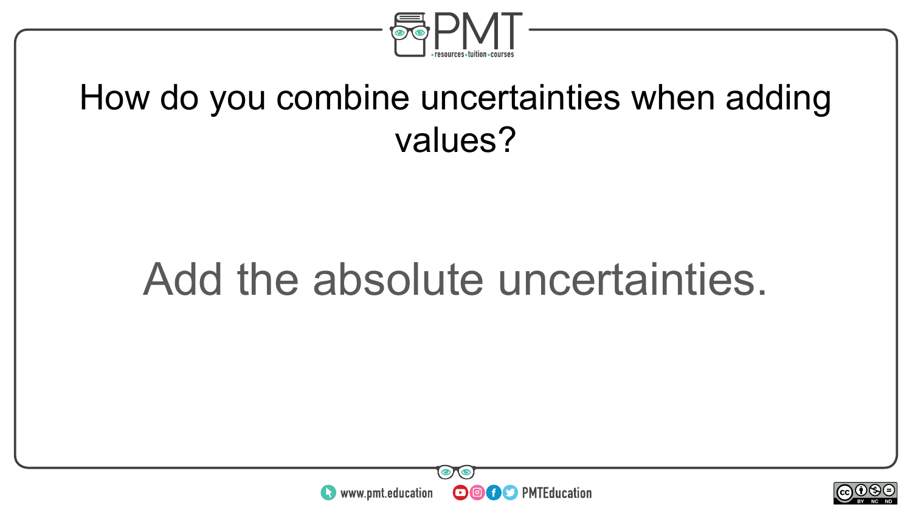How do you combine uncertainties when adding values?

Add the absolute uncertainties.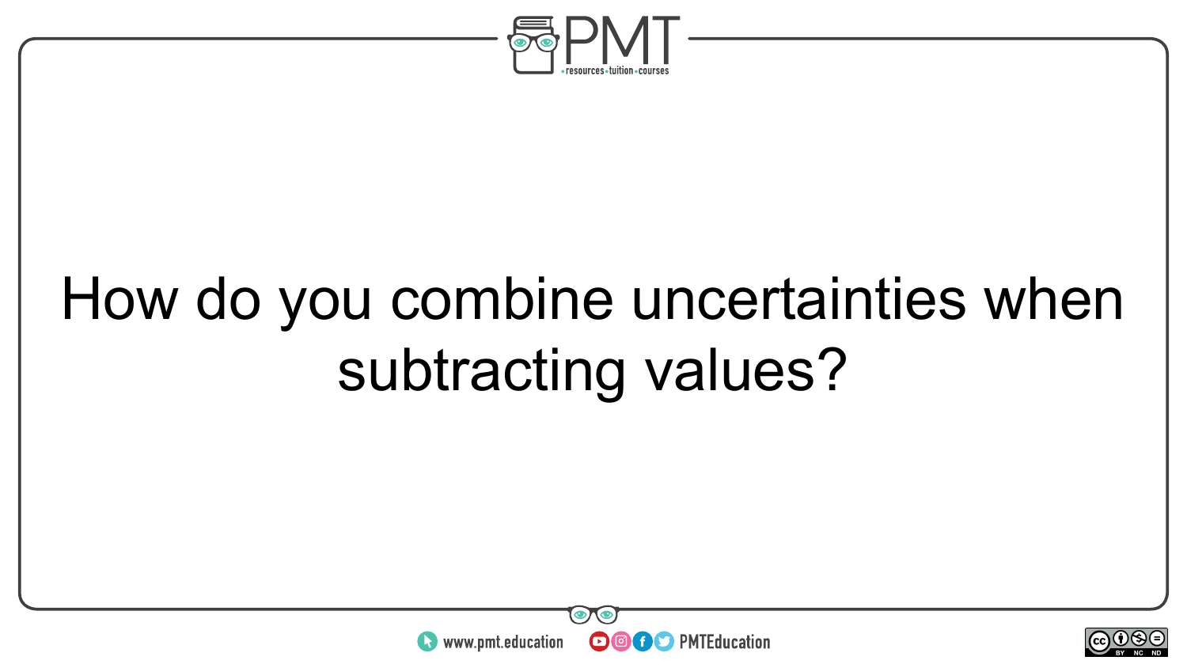How do you combine uncertainties when subtracting values?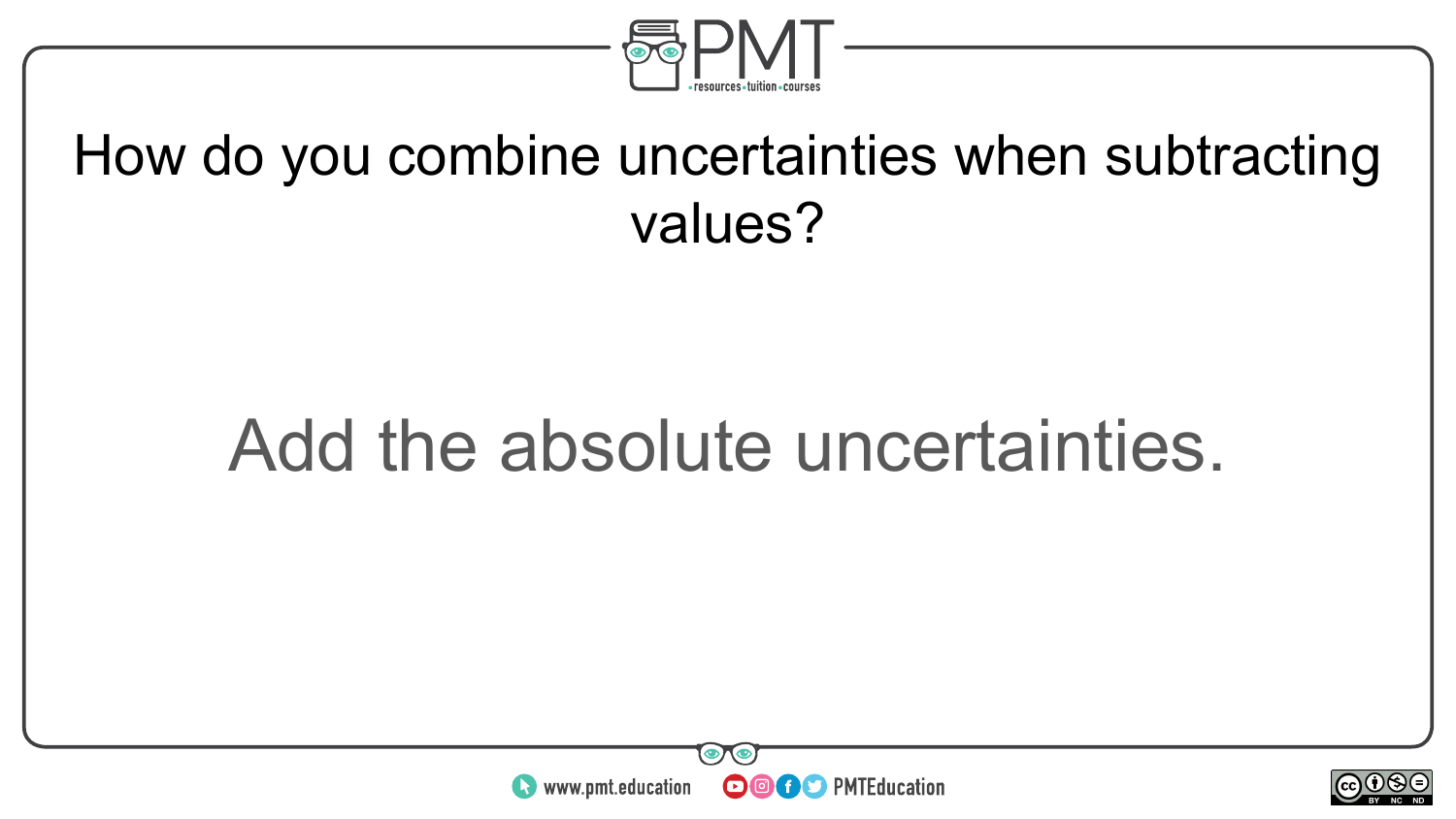How do you combine uncertainties when subtracting values?

Add the absolute uncertainties.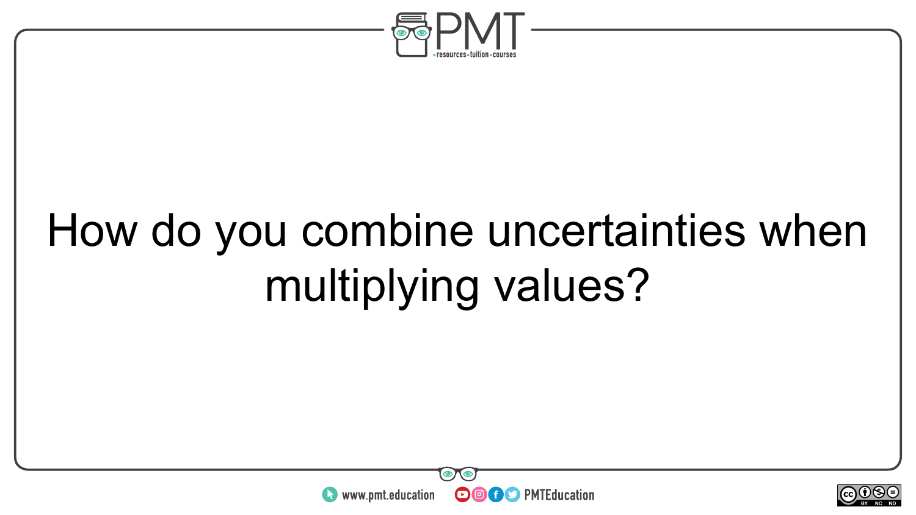How do you combine uncertainties when multiplying values?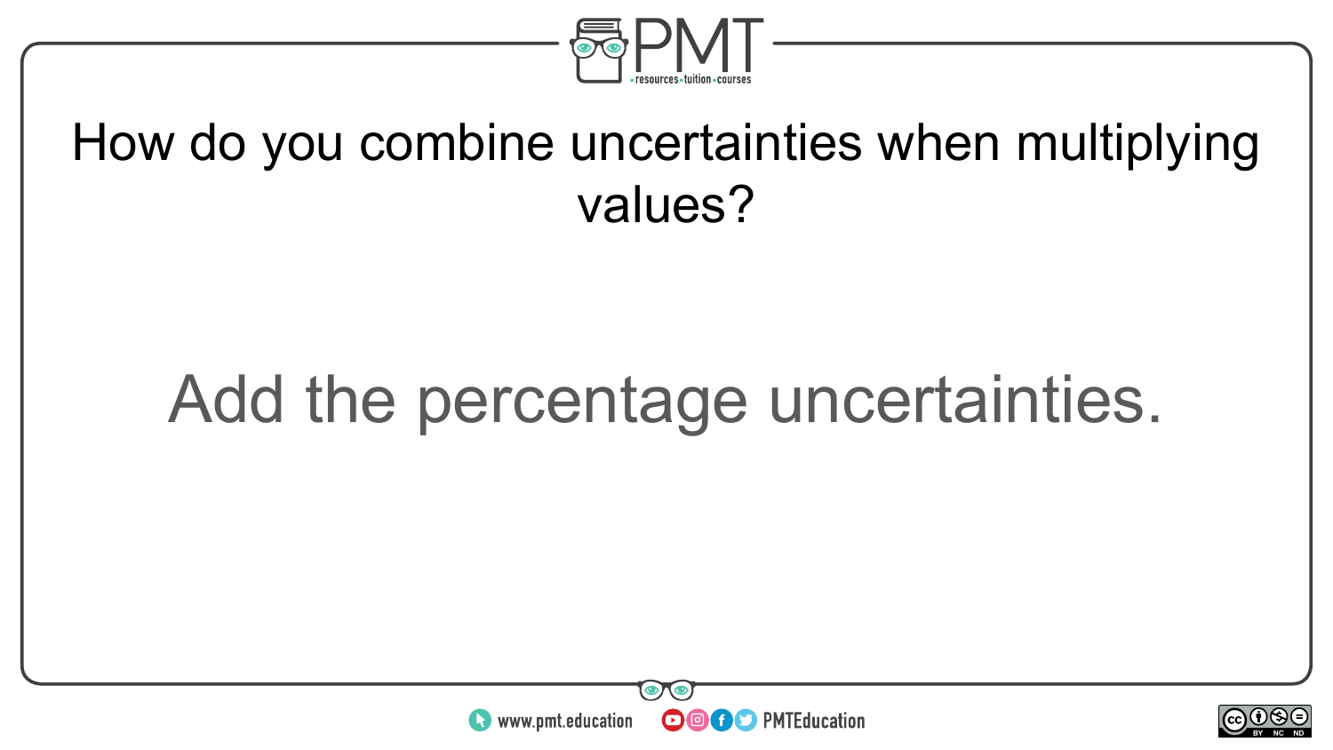How do you combine uncertainties when multiplying values?

Add the percentage uncertainties.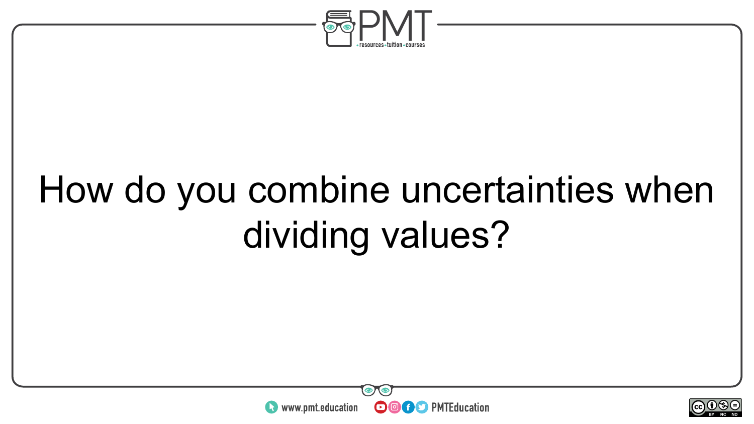How do you combine uncertainties when dividing values?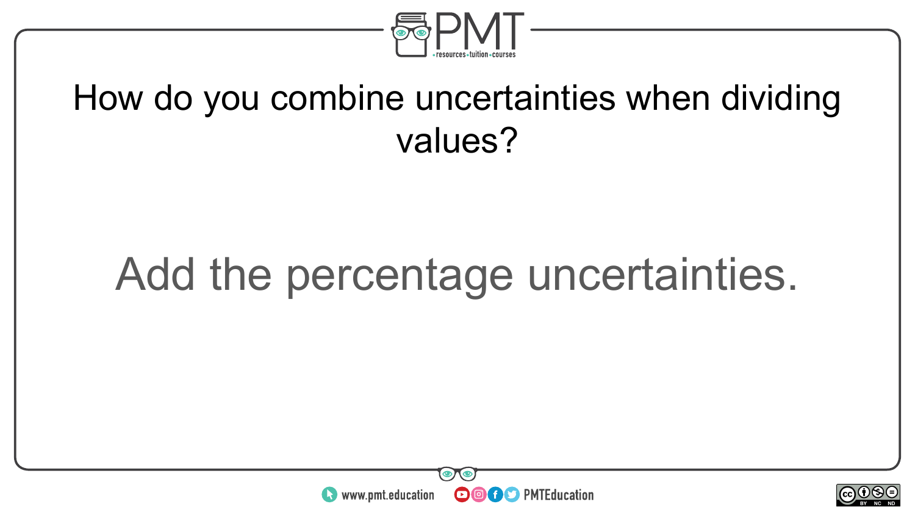How do you combine uncertainties when dividing values?

Add the percentage uncertainties.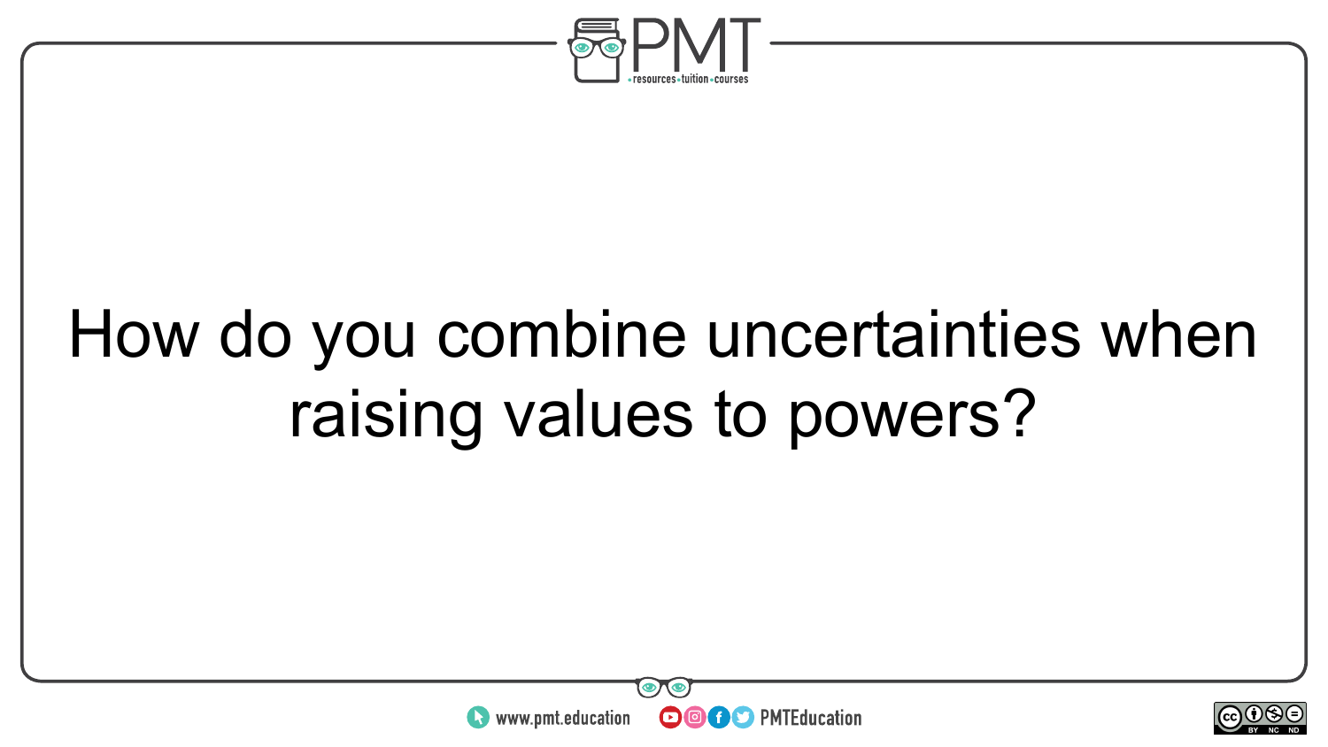How do you combine uncertainties when raising values to powers?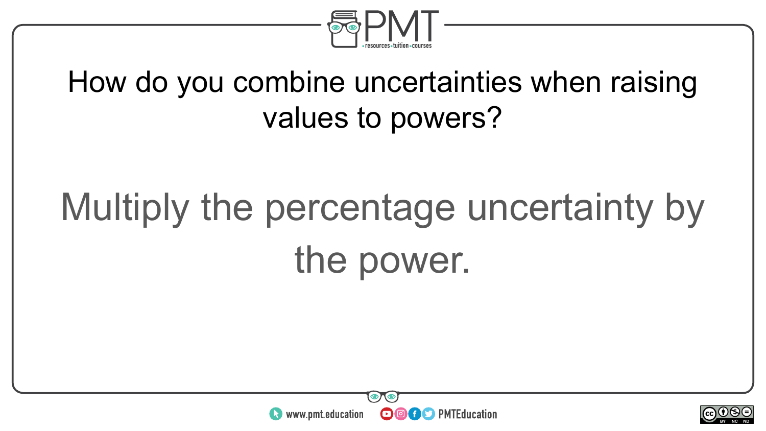How do you combine uncertainties when raising values to powers?

Multiply the percentage uncertainty by the power.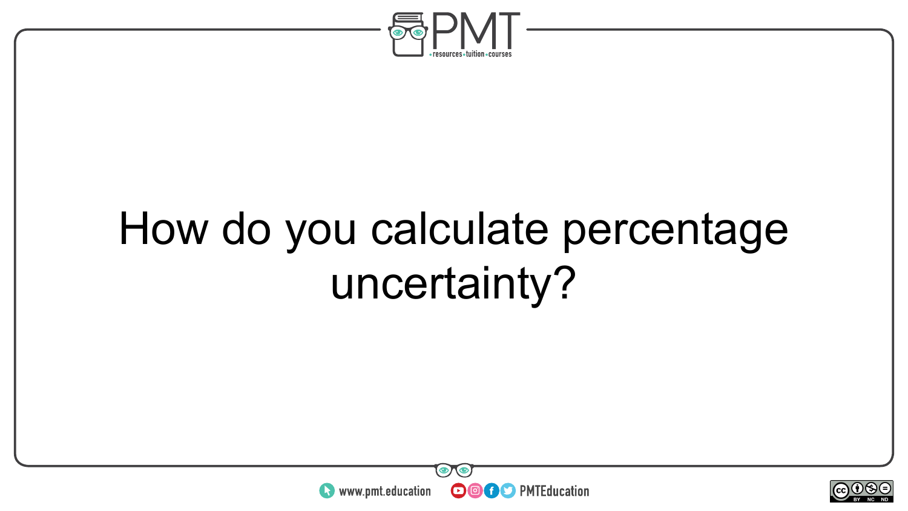How do you calculate percentage uncertainty?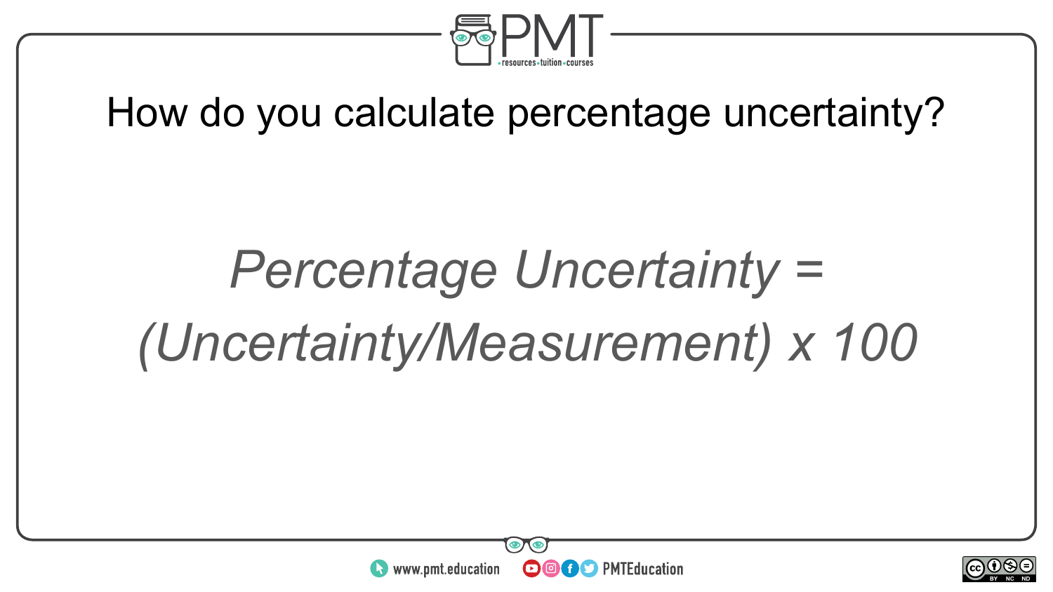How do you calculate percentage uncertainty?

$$\text{Percentage Uncertainty} = \left(\frac{\text{Uncertainty}}{\text{Measurement}}\right) \times 100$$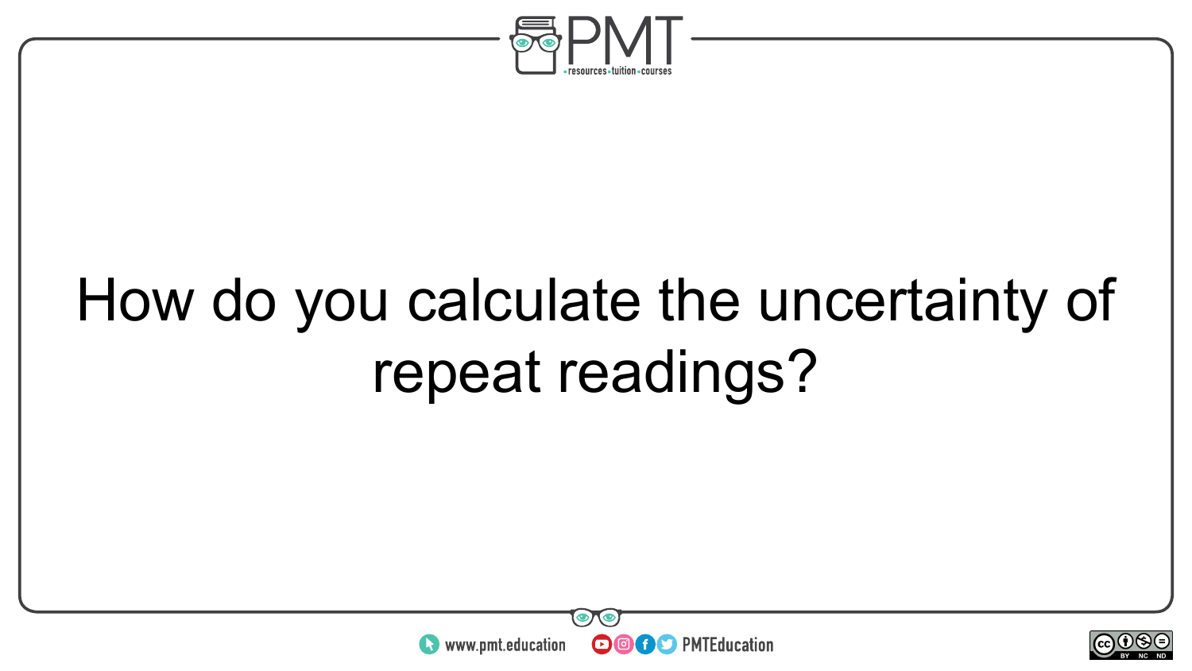How do you calculate the uncertainty of repeat readings?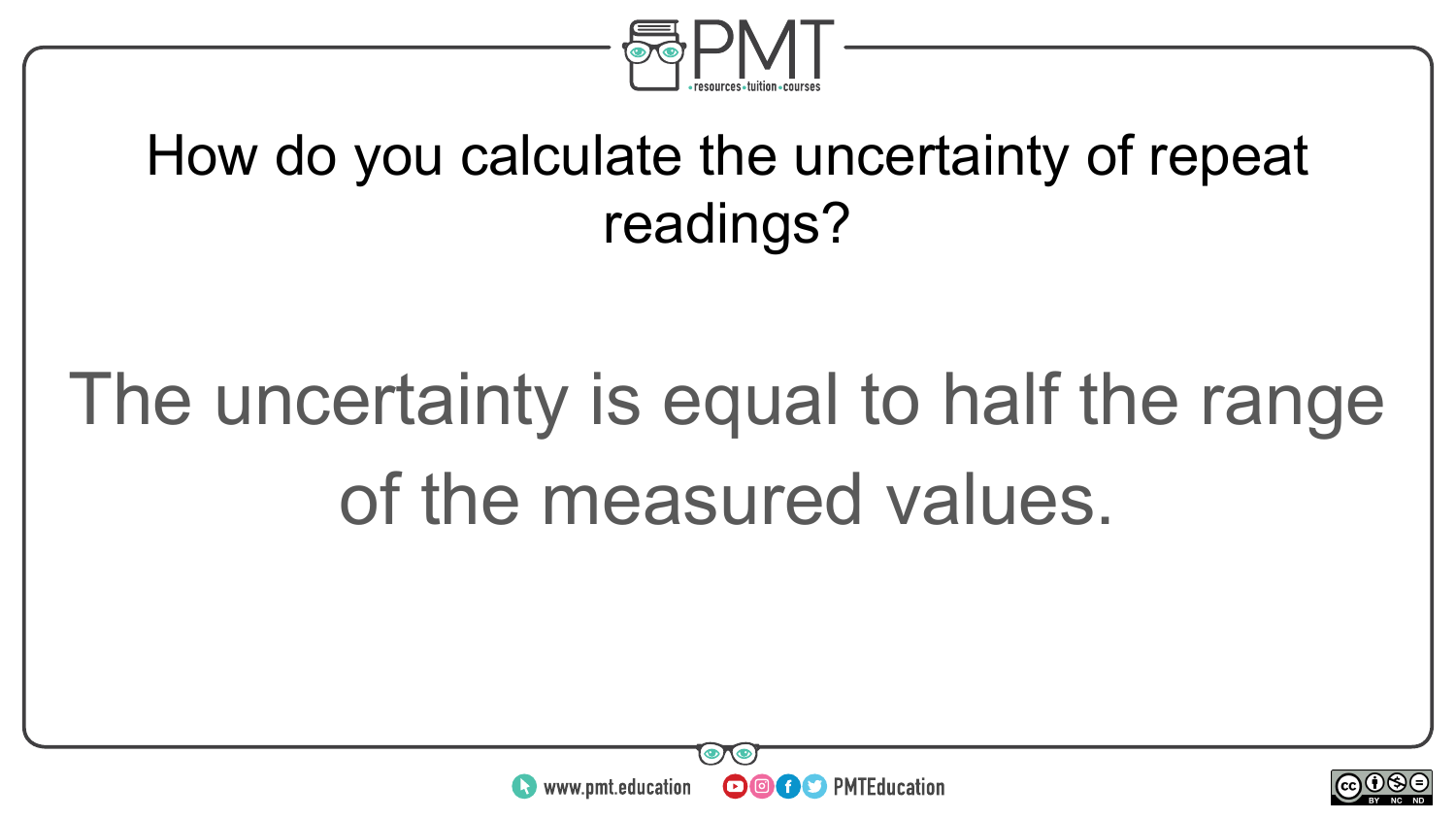How do you calculate the uncertainty of repeat readings?

The uncertainty is equal to half the range of the measured values.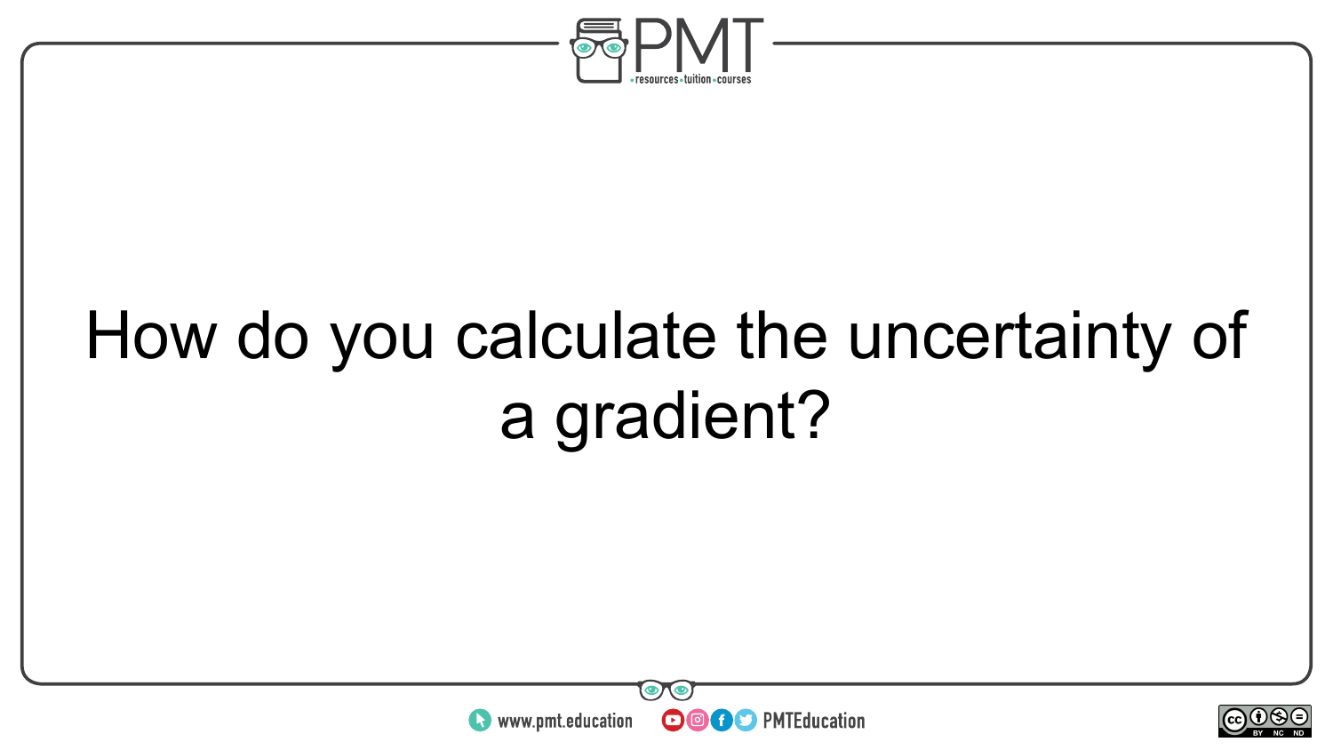How do you calculate the uncertainty of a gradient?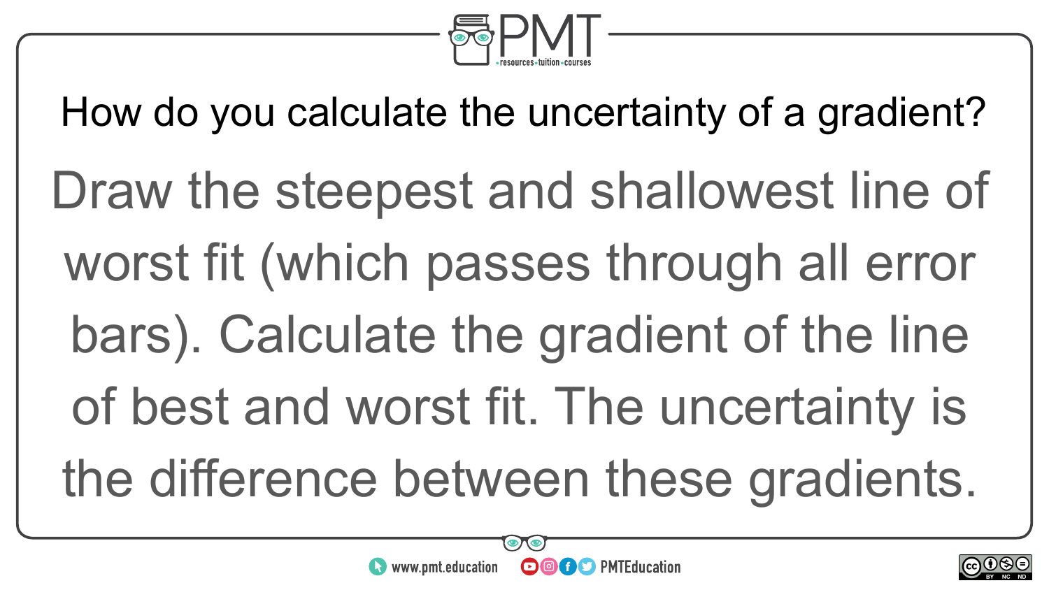How do you calculate the uncertainty of a gradient?

Draw the steepest and shallowest line of worst fit (which passes through all error bars). Calculate the gradient of the line of best and worst fit. The uncertainty is the difference between these gradients.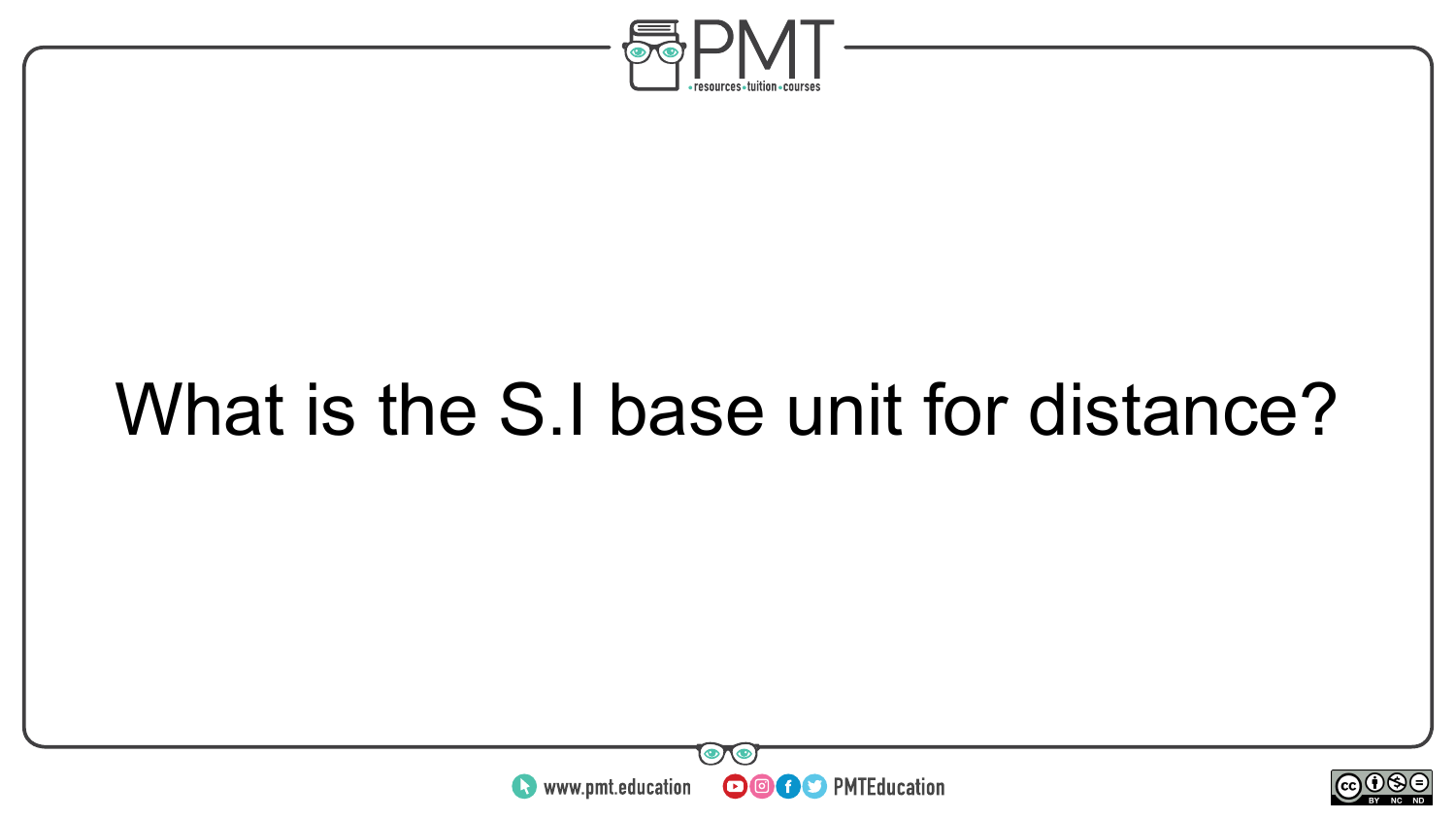What is the S.I base unit for distance?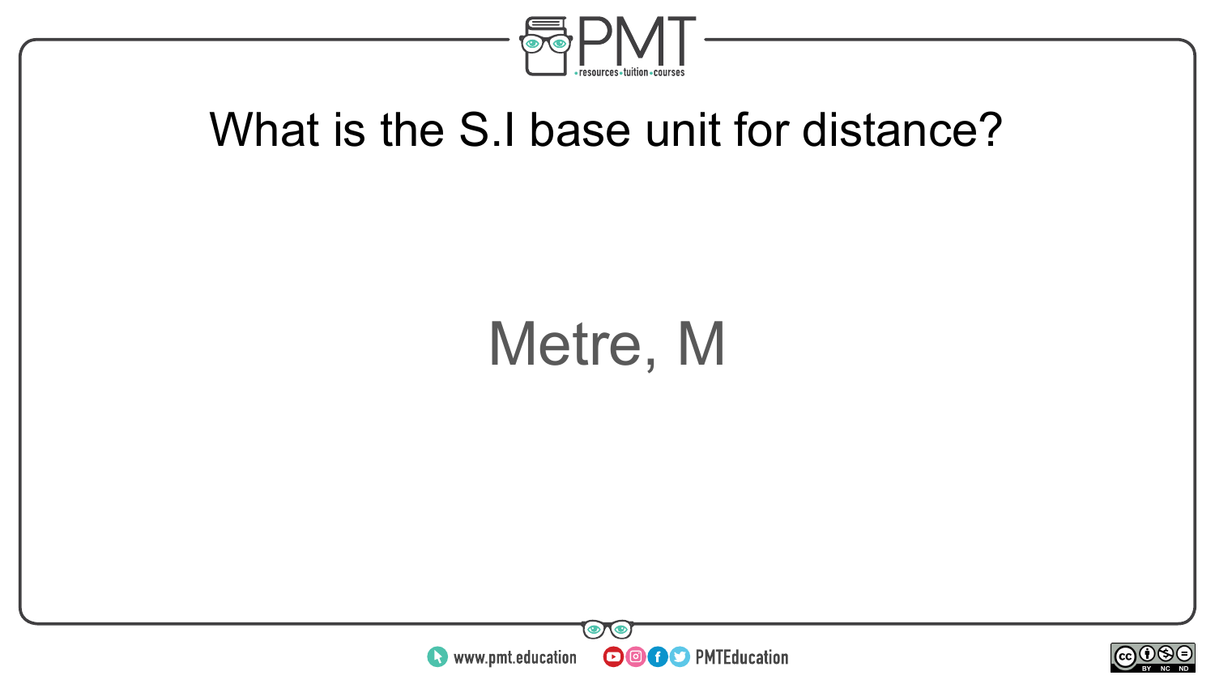What is the S.I base unit for distance?

Metre, M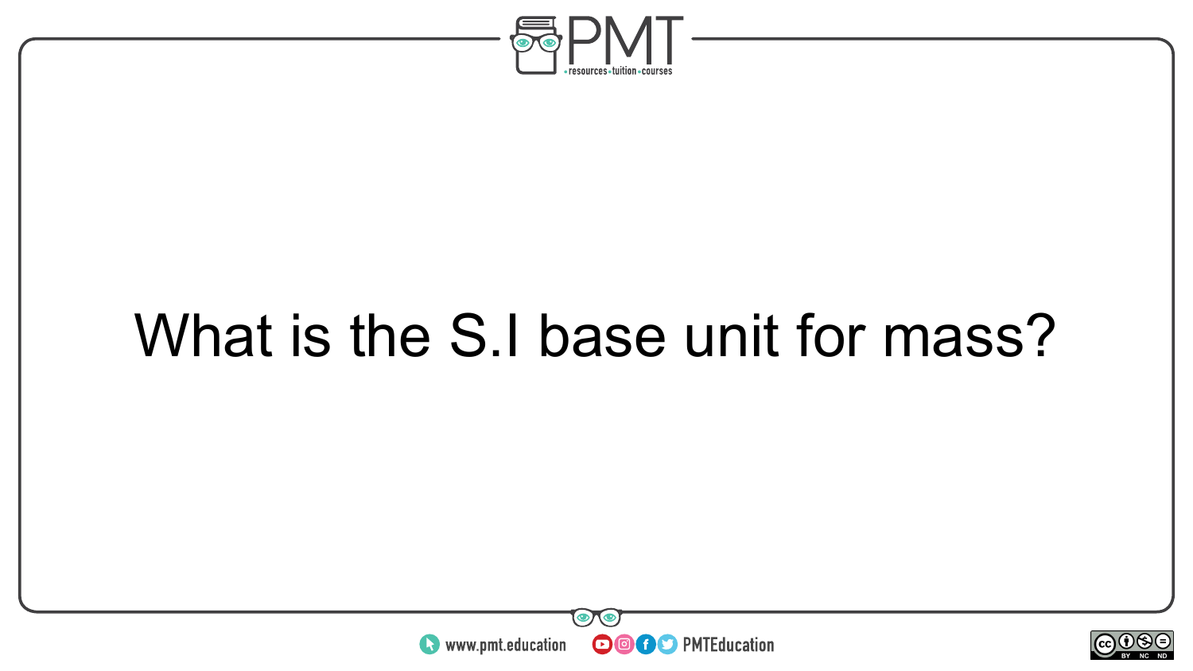What is the S.I base unit for mass?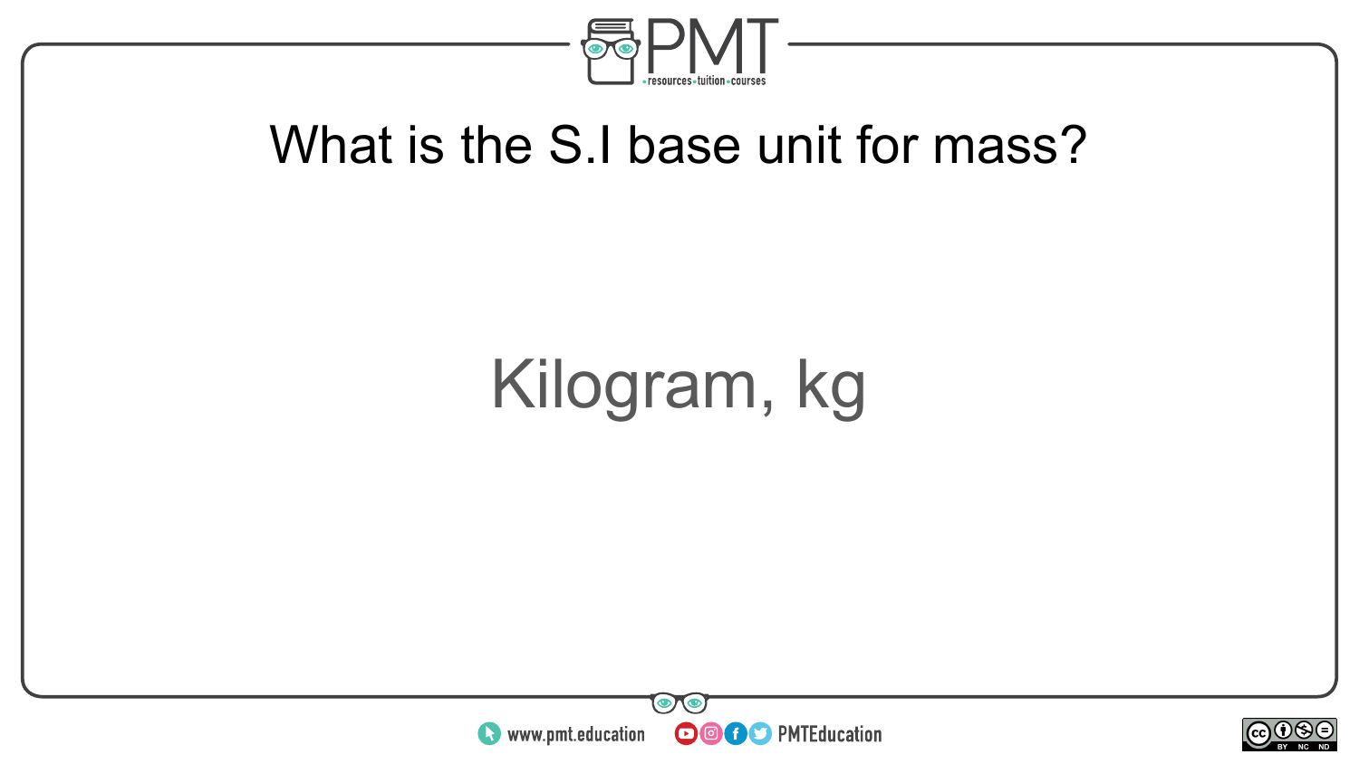What is the S.I base unit for mass?

Kilogram, kg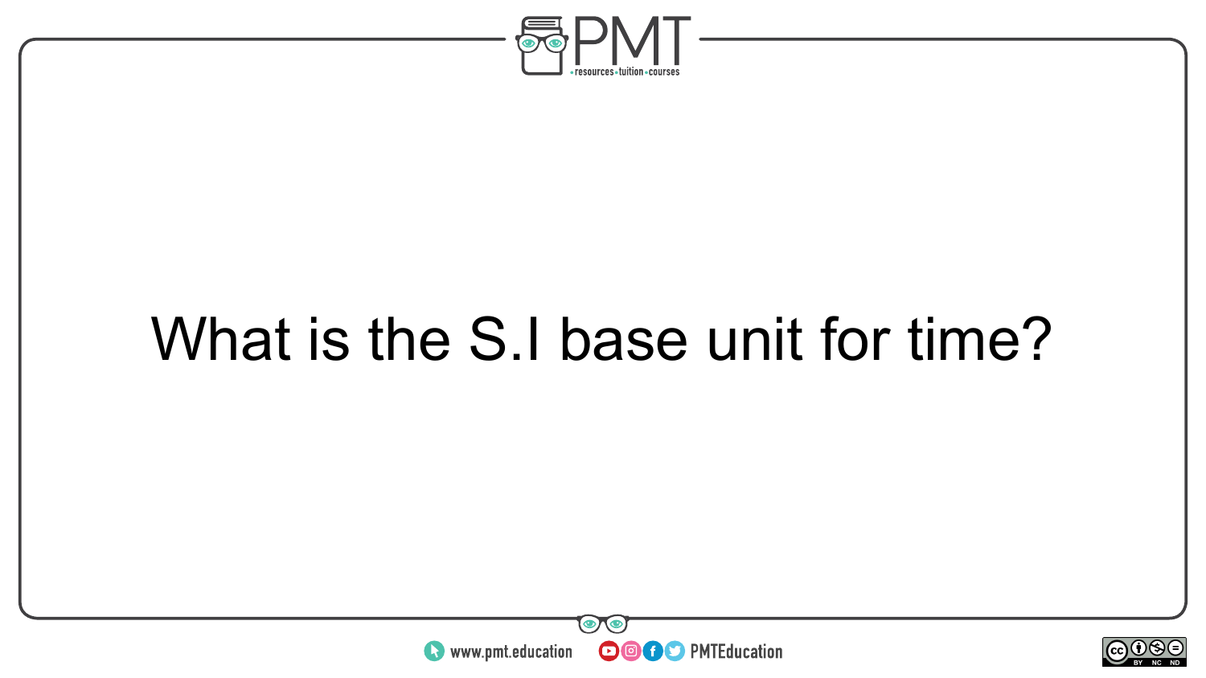What is the S.I base unit for time?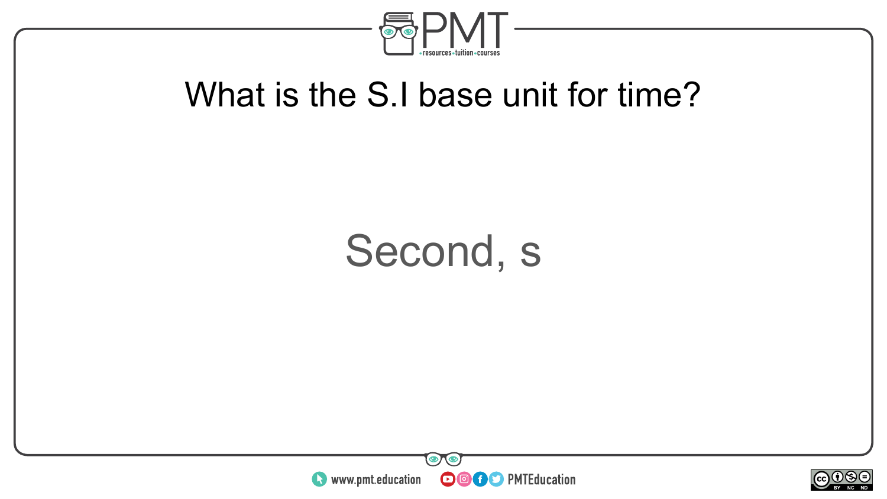What is the S.I base unit for time?

Second, s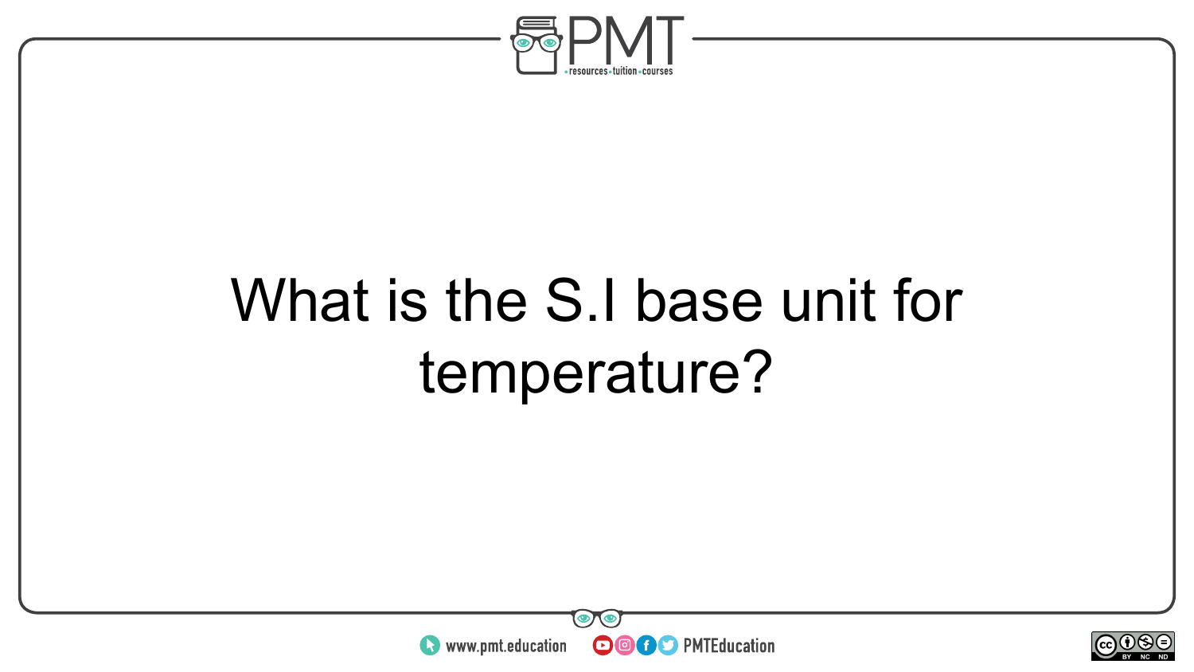What is the S.I base unit for temperature?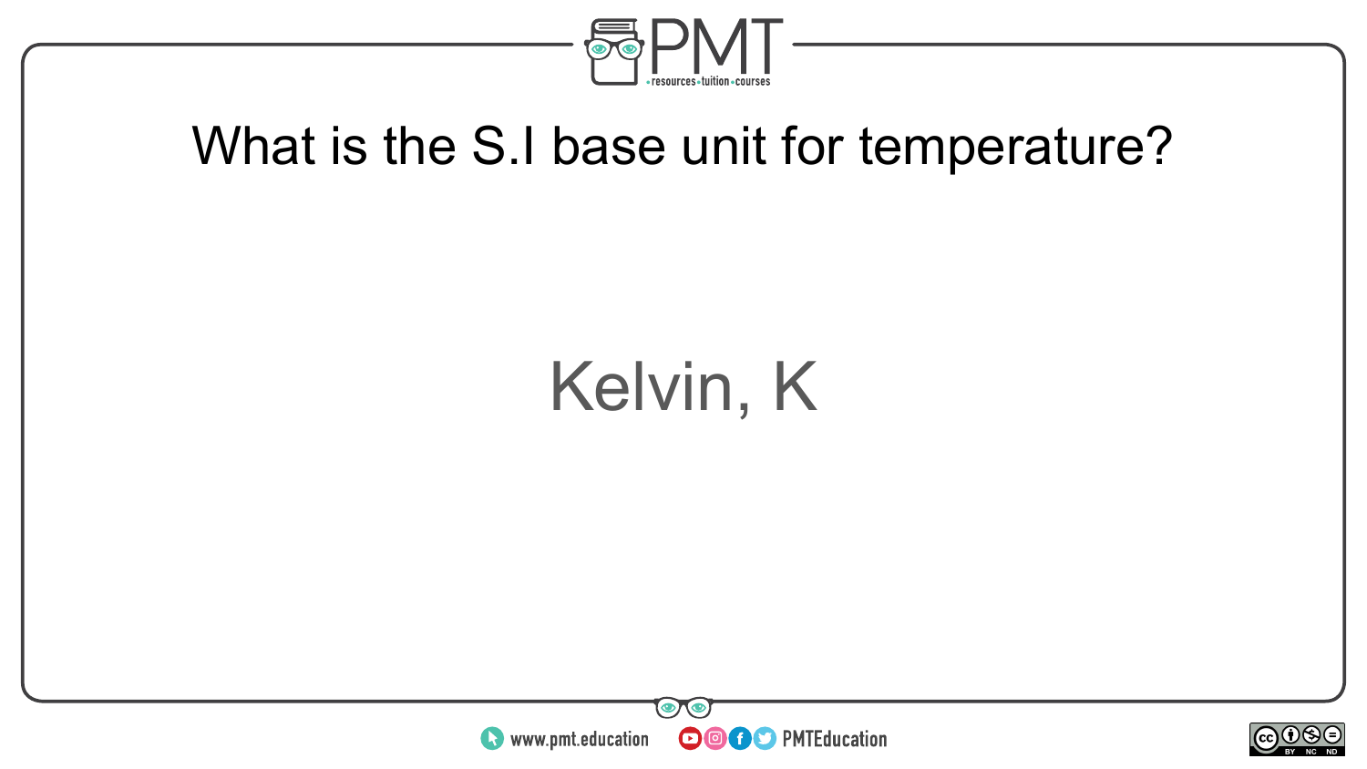What is the S.I base unit for temperature?

Kelvin, K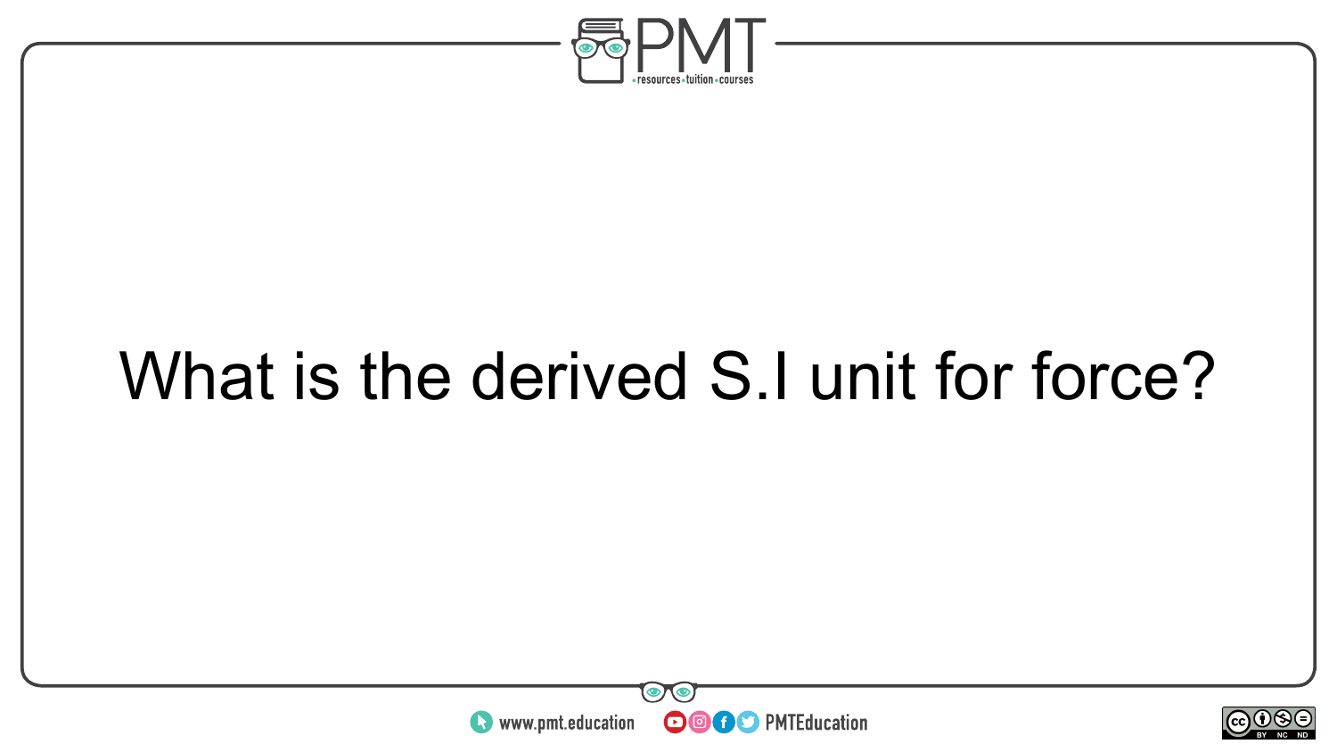What is the derived S.I unit for force?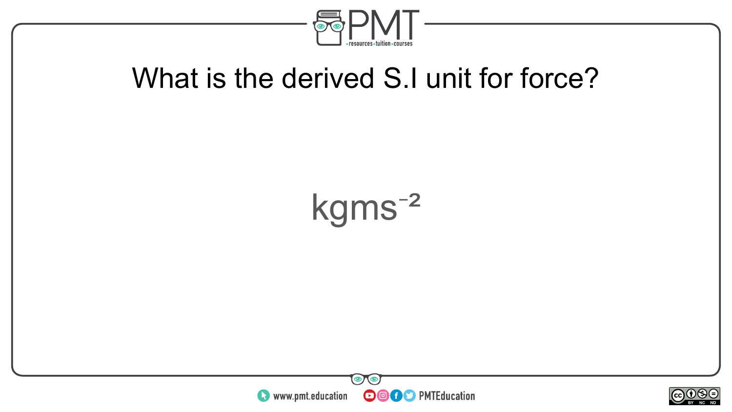What is the derived S.I unit for force?

$kgms^{-2}$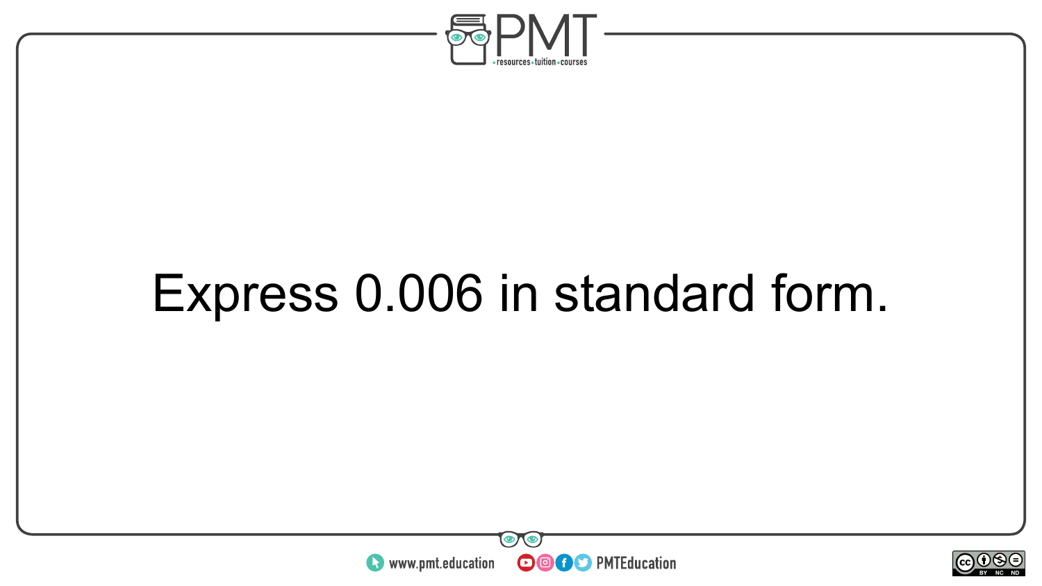Express 0.006 in standard form.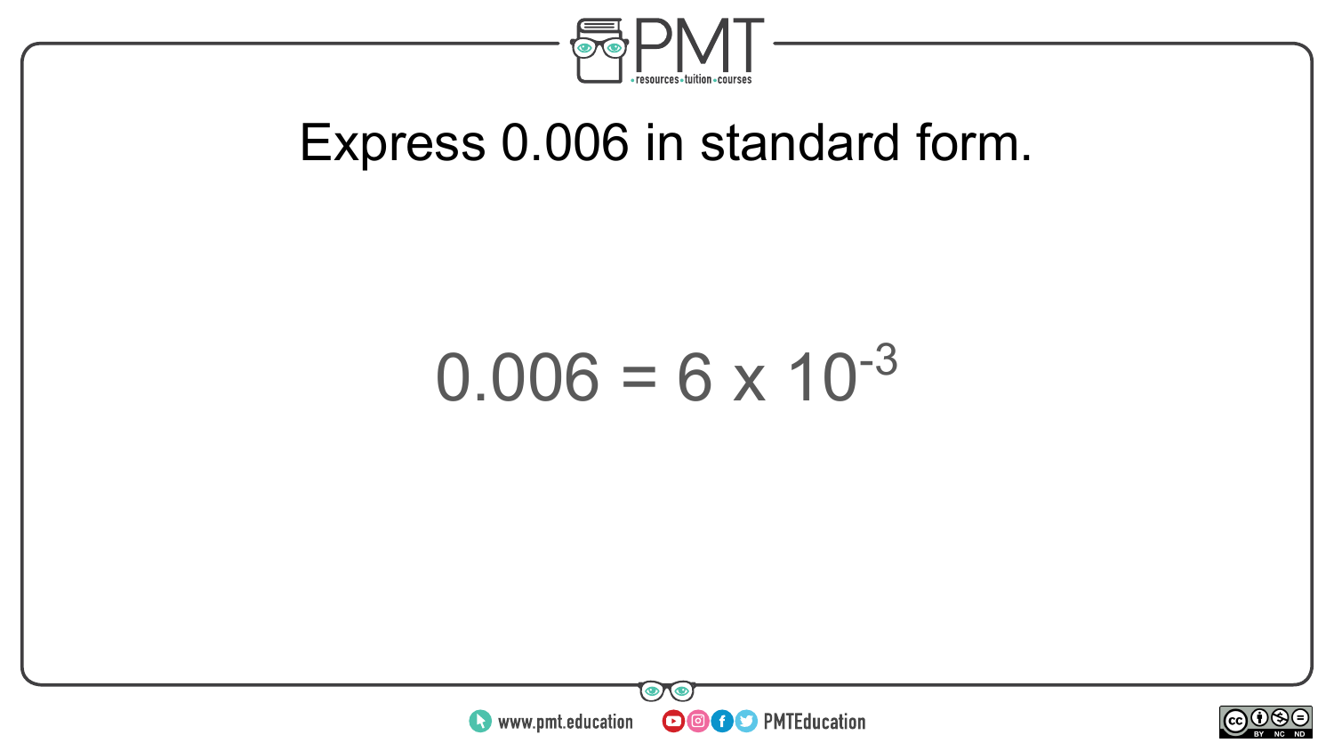Express 0.006 in standard form.

$$0.006 = 6 \times 10^{-3}$$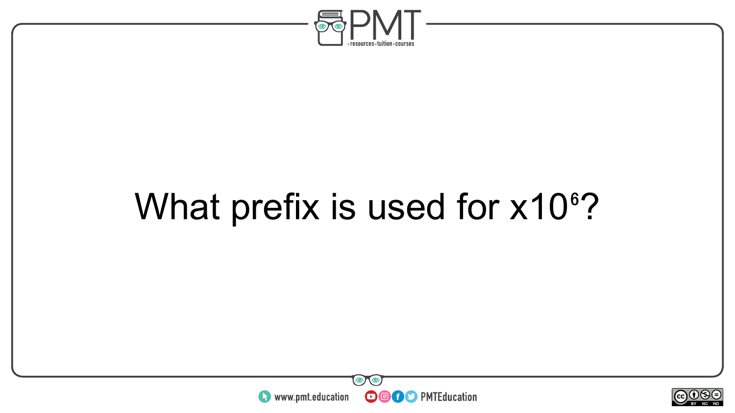What prefix is used for $x10^6$?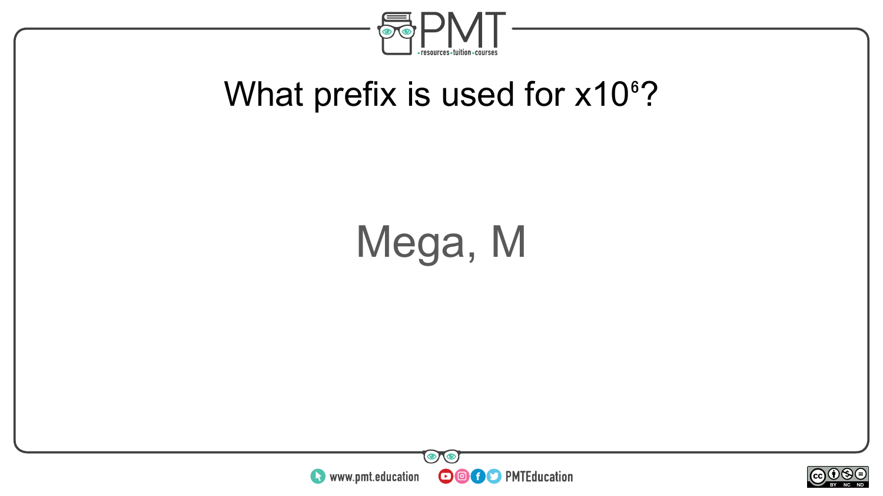What prefix is used for $\times 10^6$?

Mega, M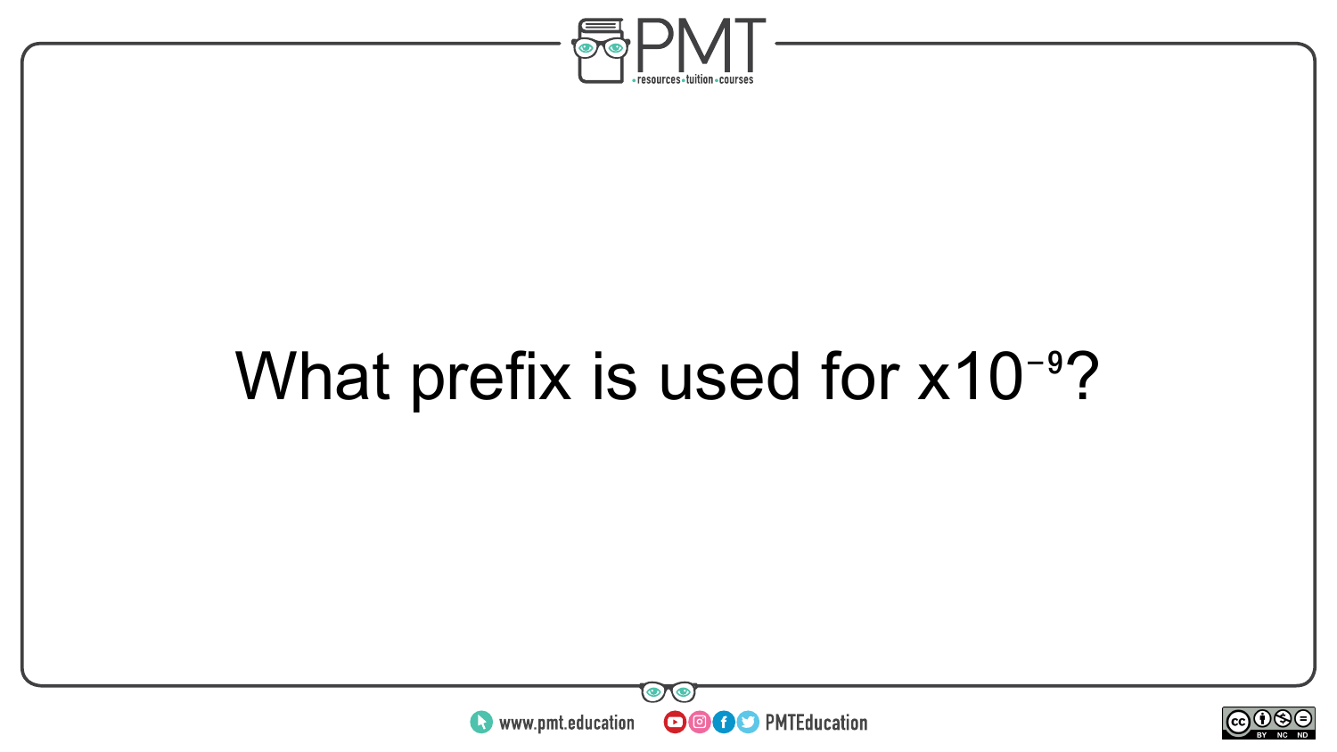What prefix is used for $\times 10^{-9}$?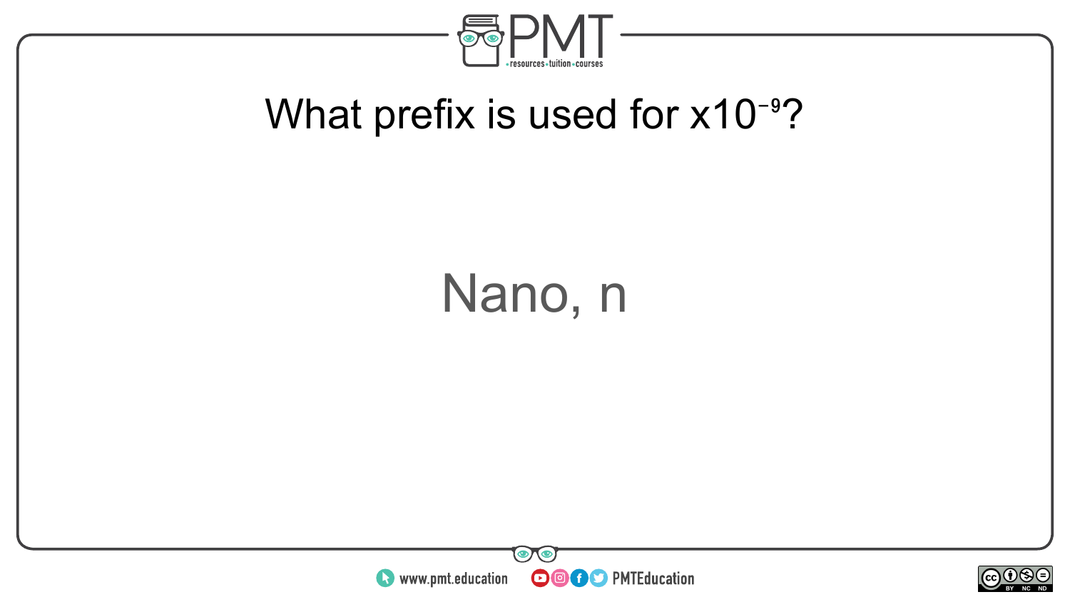What prefix is used for $x10^{-9}$?

Nano, n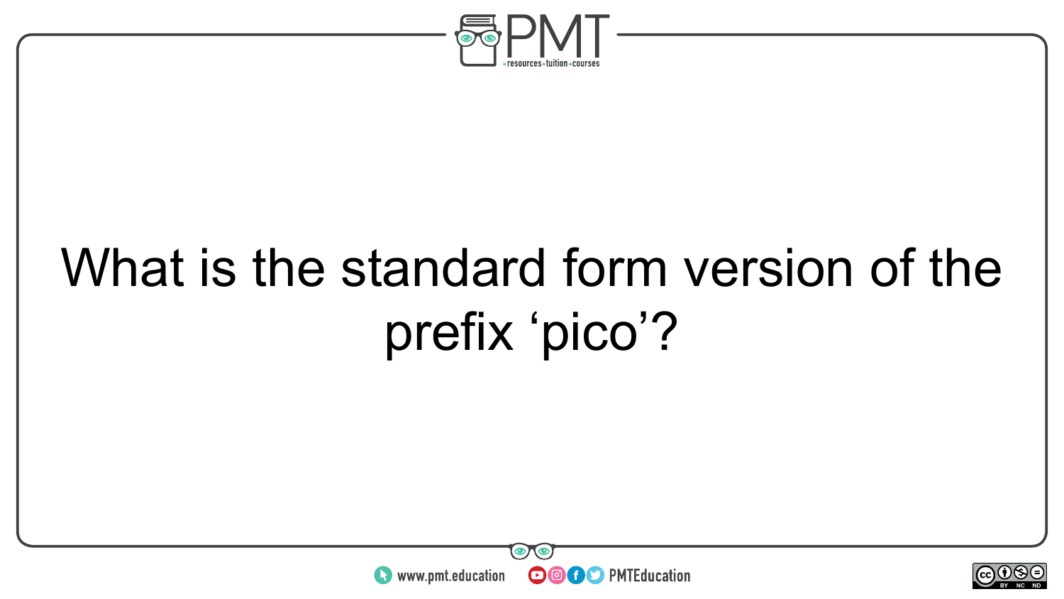What is the standard form version of the prefix ‘pico’?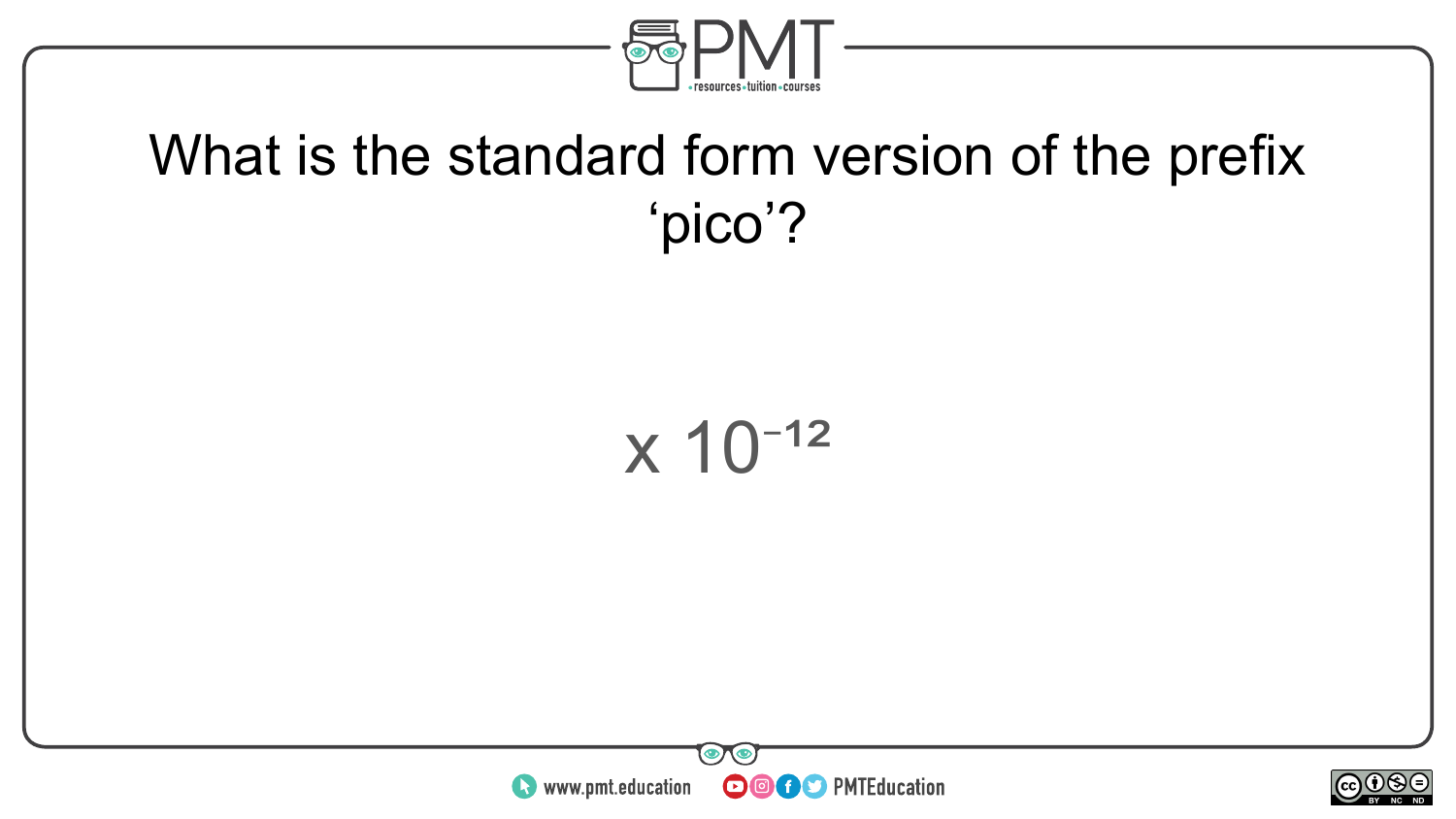What is the standard form version of the prefix ‘pico’?

$\times 10^{-12}$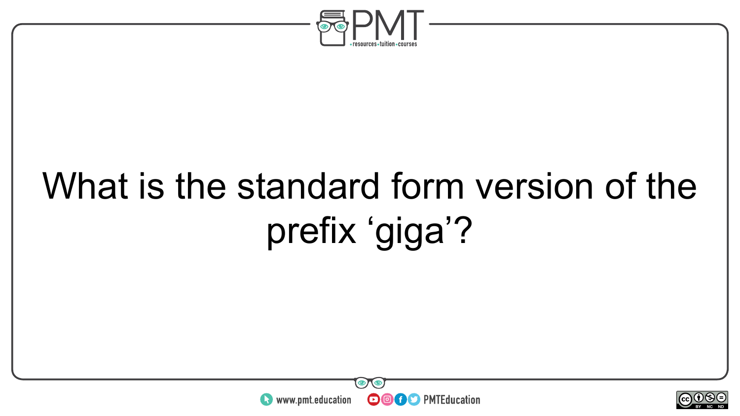What is the standard form version of the prefix ‘giga’?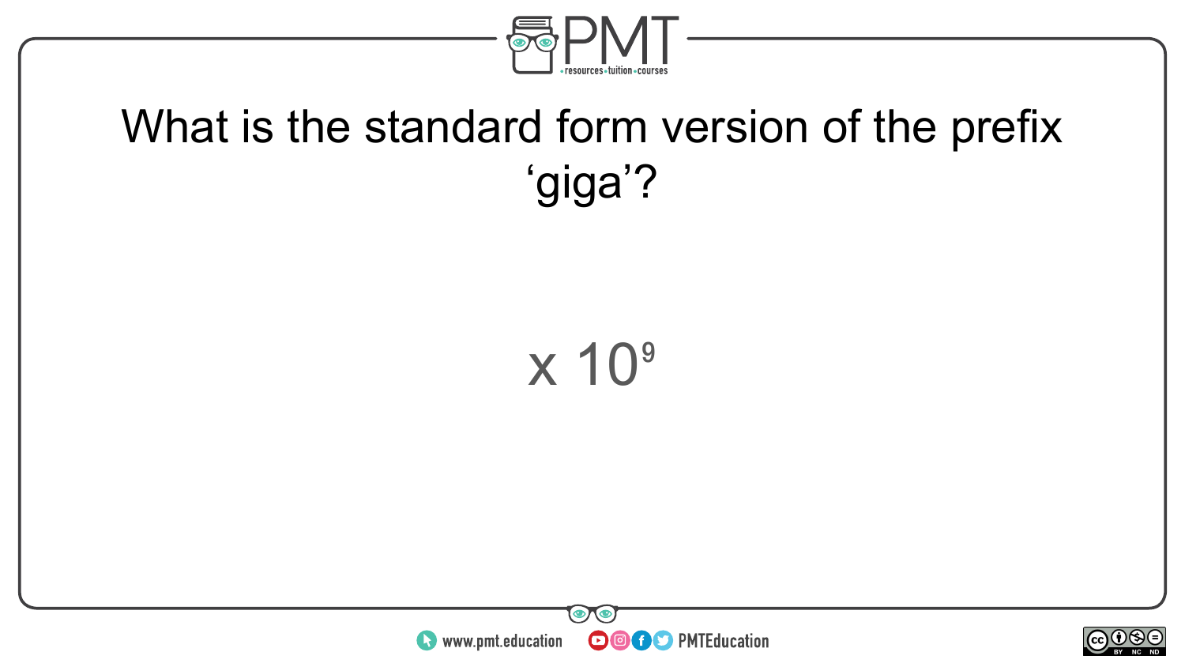What is the standard form version of the prefix ‘giga’?

$\times 10^9$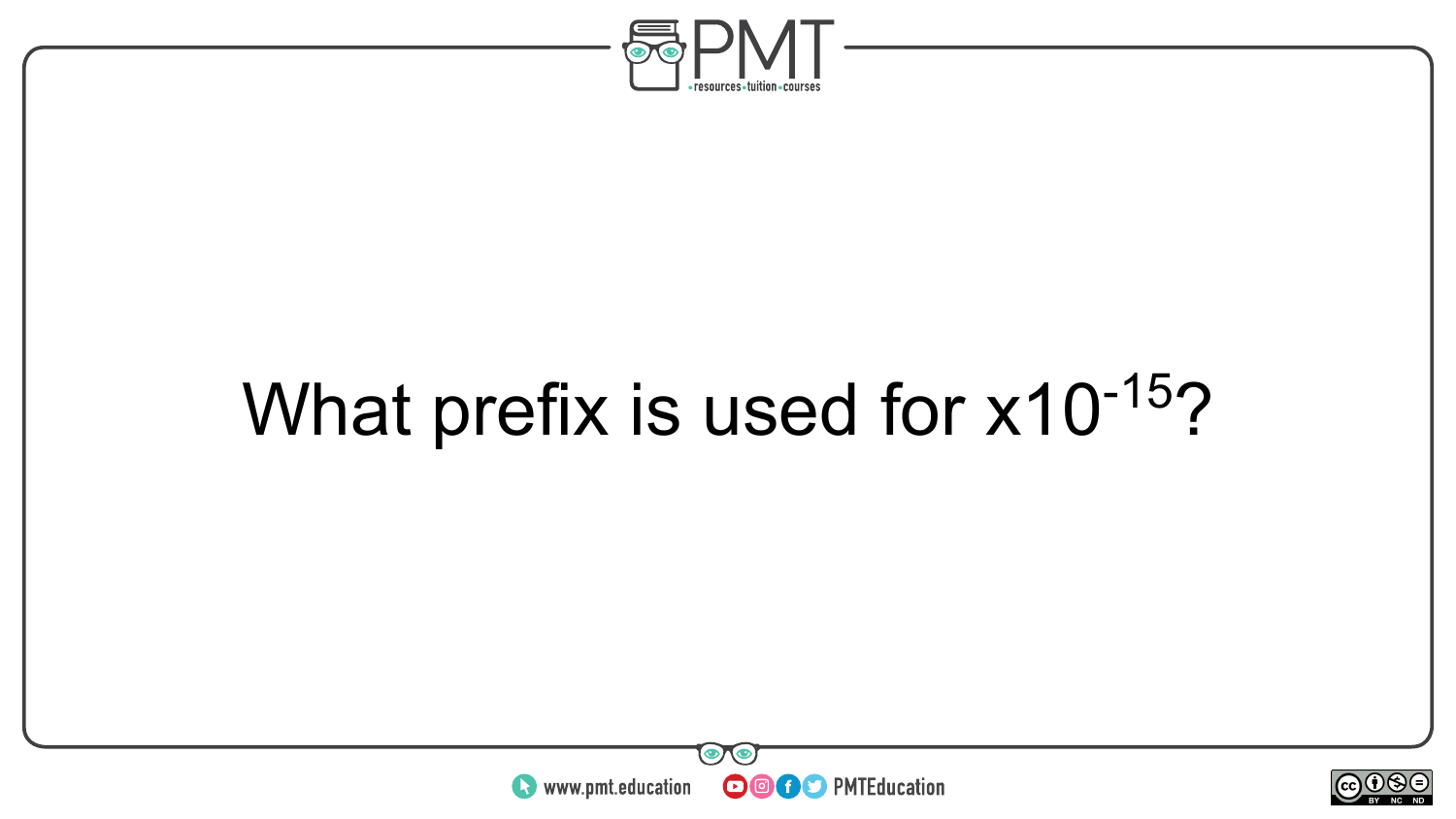What prefix is used for $\times 10^{-15}$?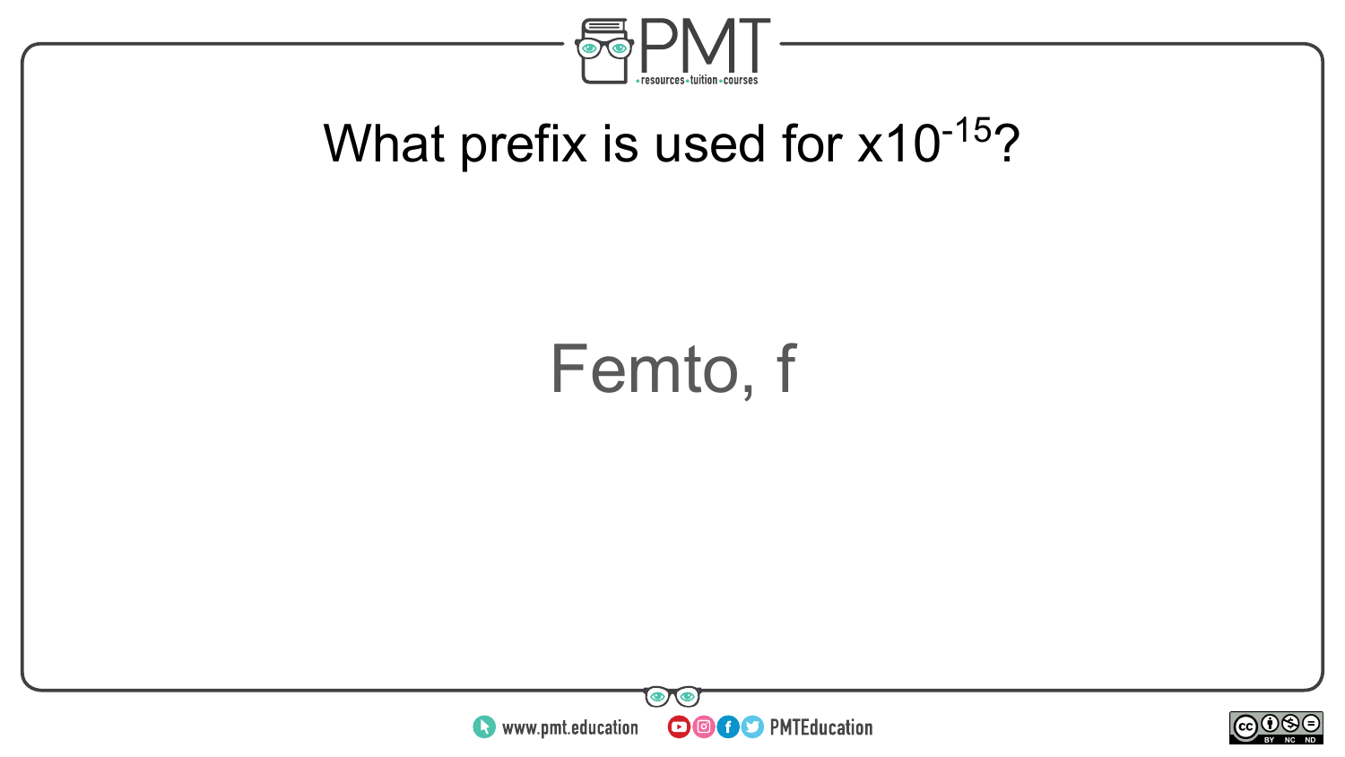What prefix is used for $x10^{-15}$?

Femto, f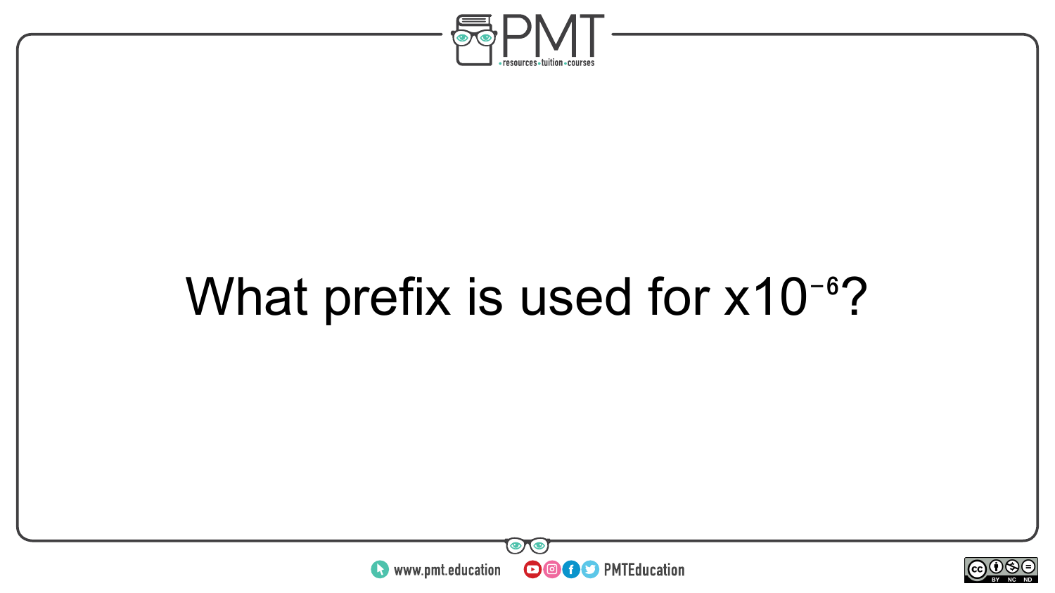What prefix is used for $x10^{-6}$?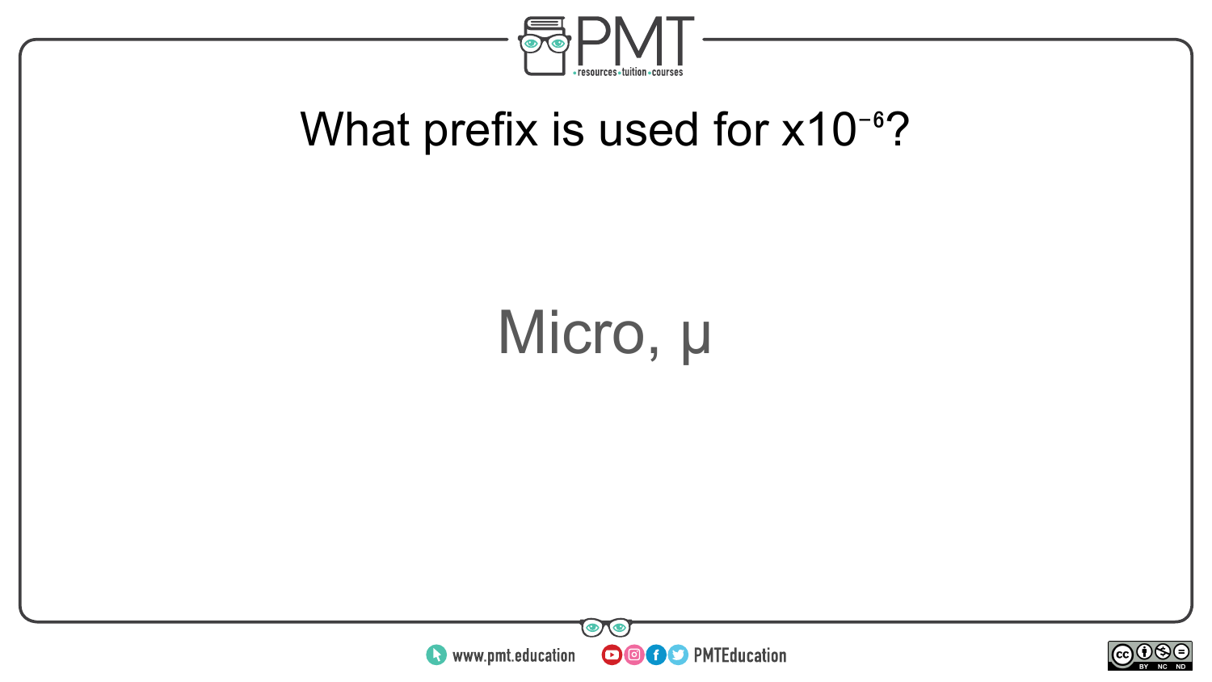What prefix is used for $x10^{-6}$?

Micro, μ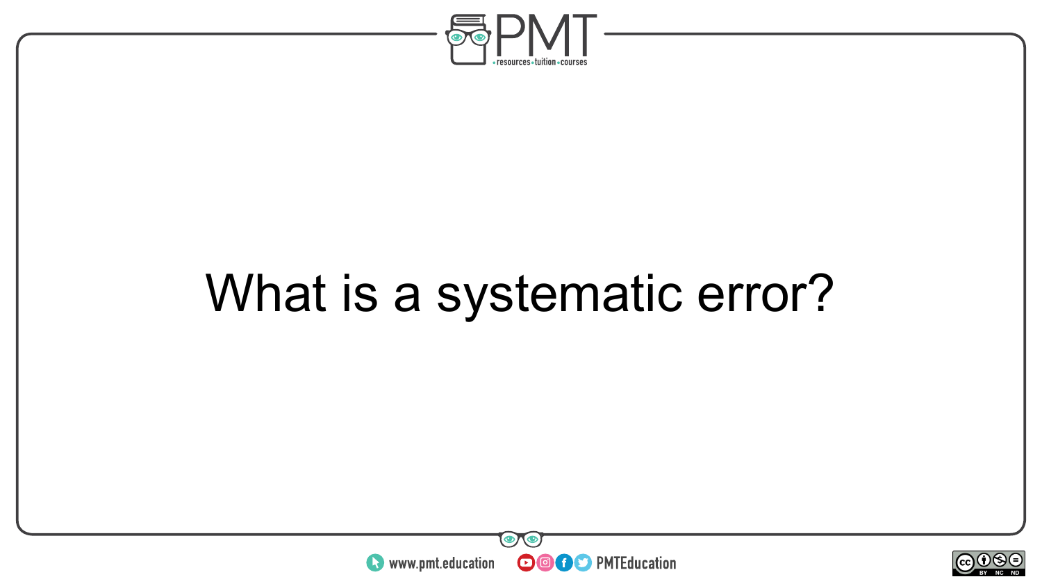What is a systematic error?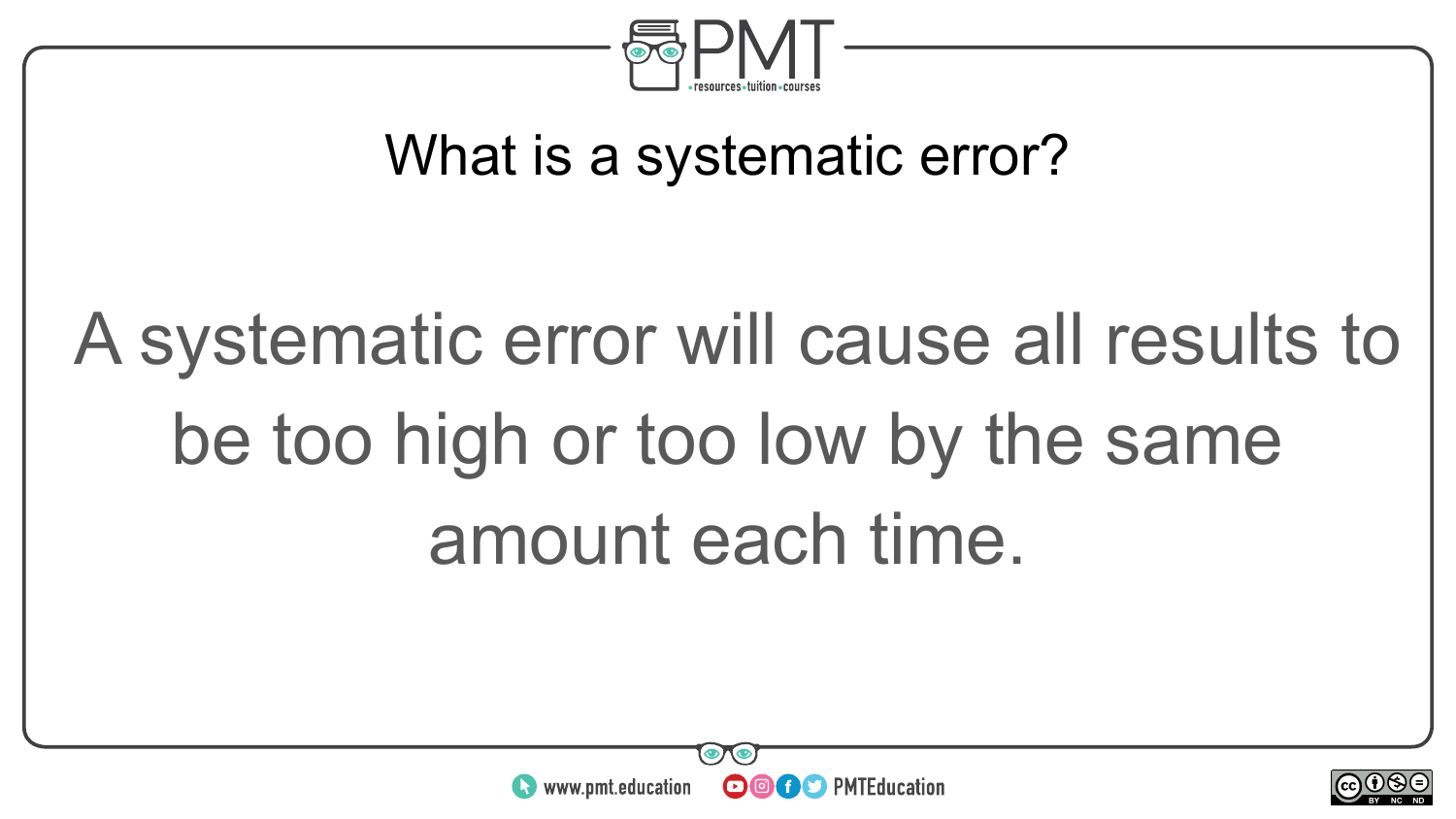## What is a systematic error?

A systematic error will cause all results to be too high or too low by the same amount each time.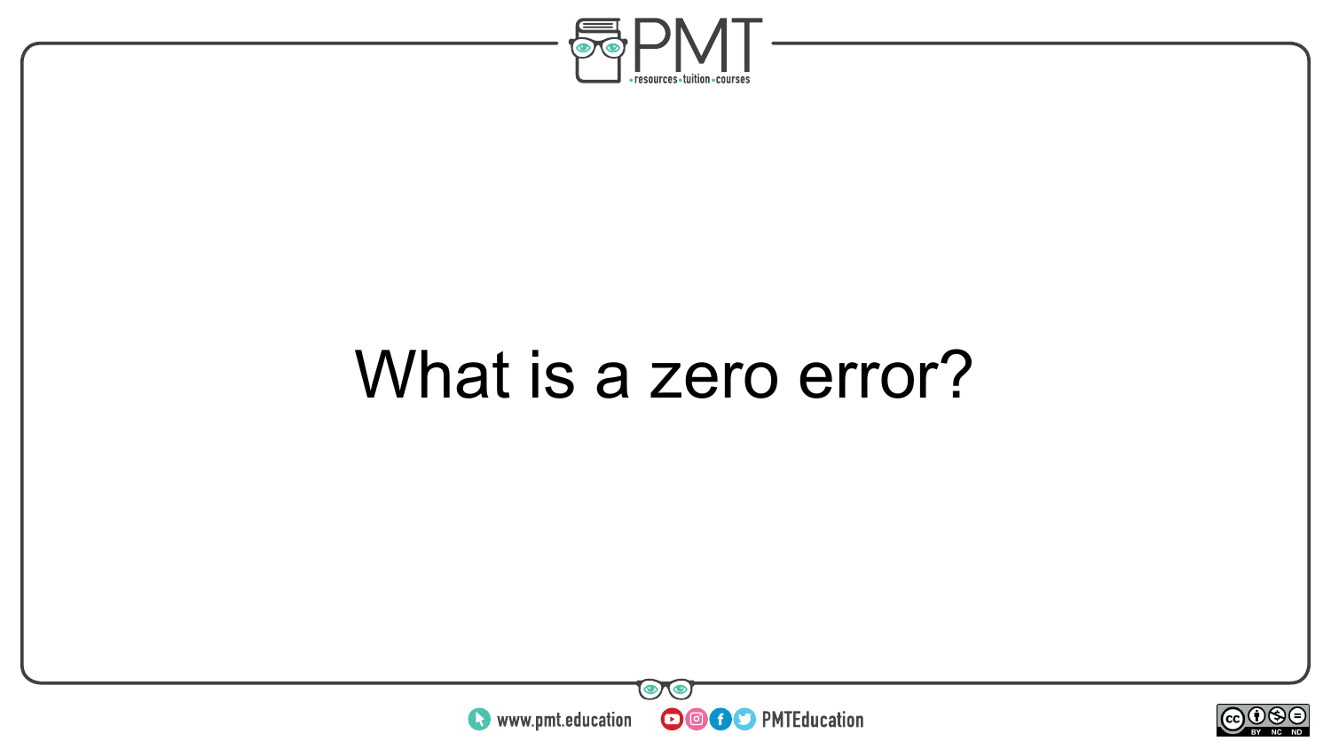What is a zero error?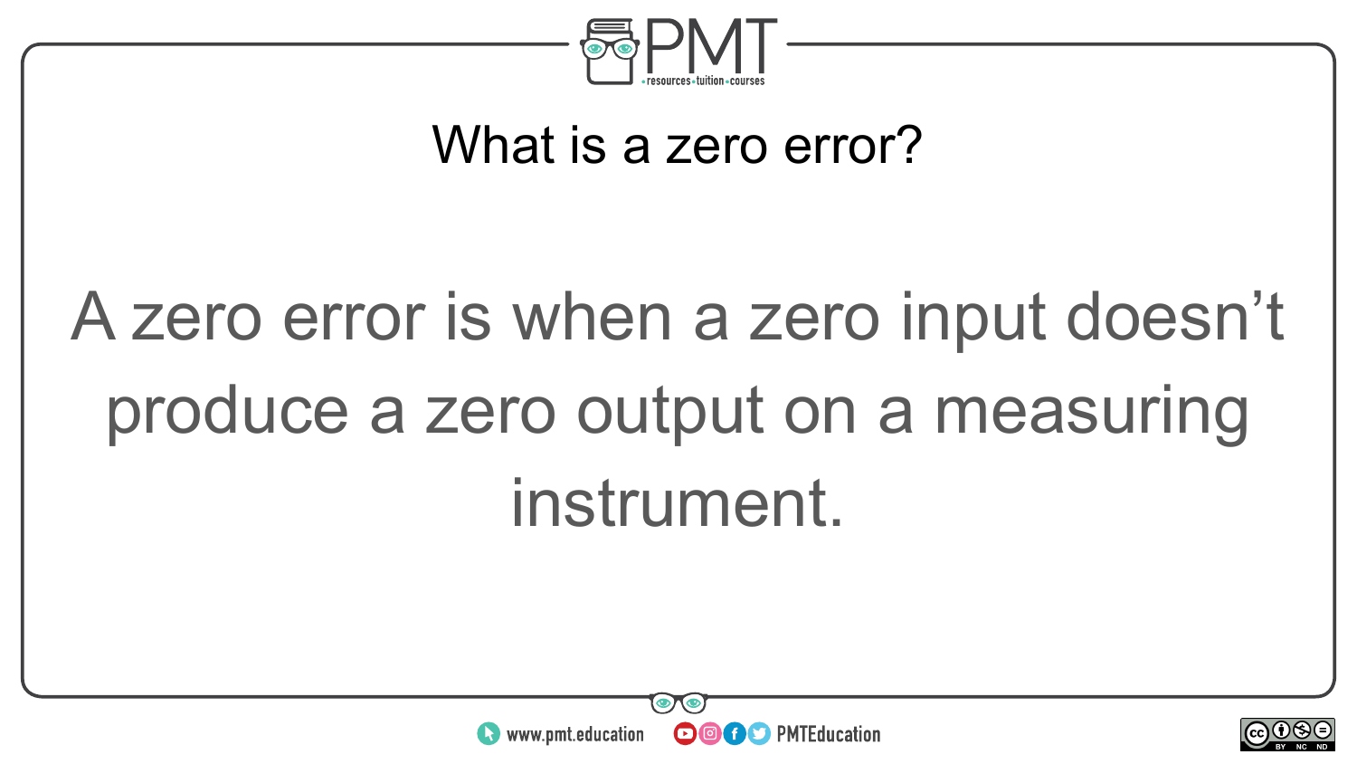## What is a zero error?

A zero error is when a zero input doesn’t produce a zero output on a measuring instrument.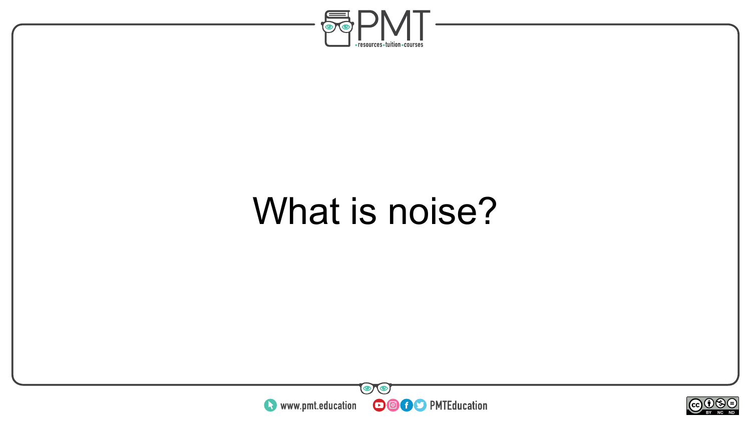What is noise?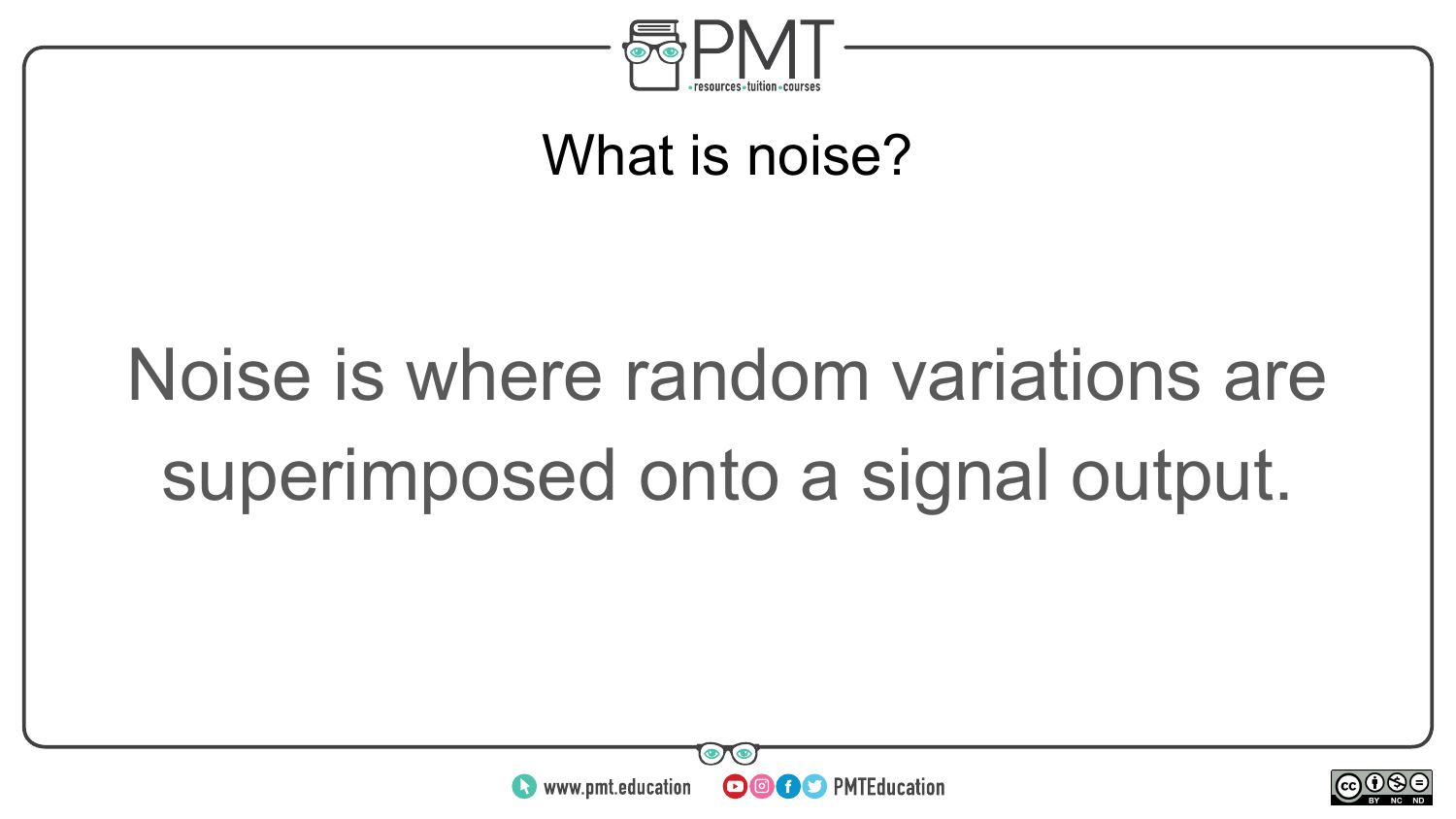## What is noise?

Noise is where random variations are superimposed onto a signal output.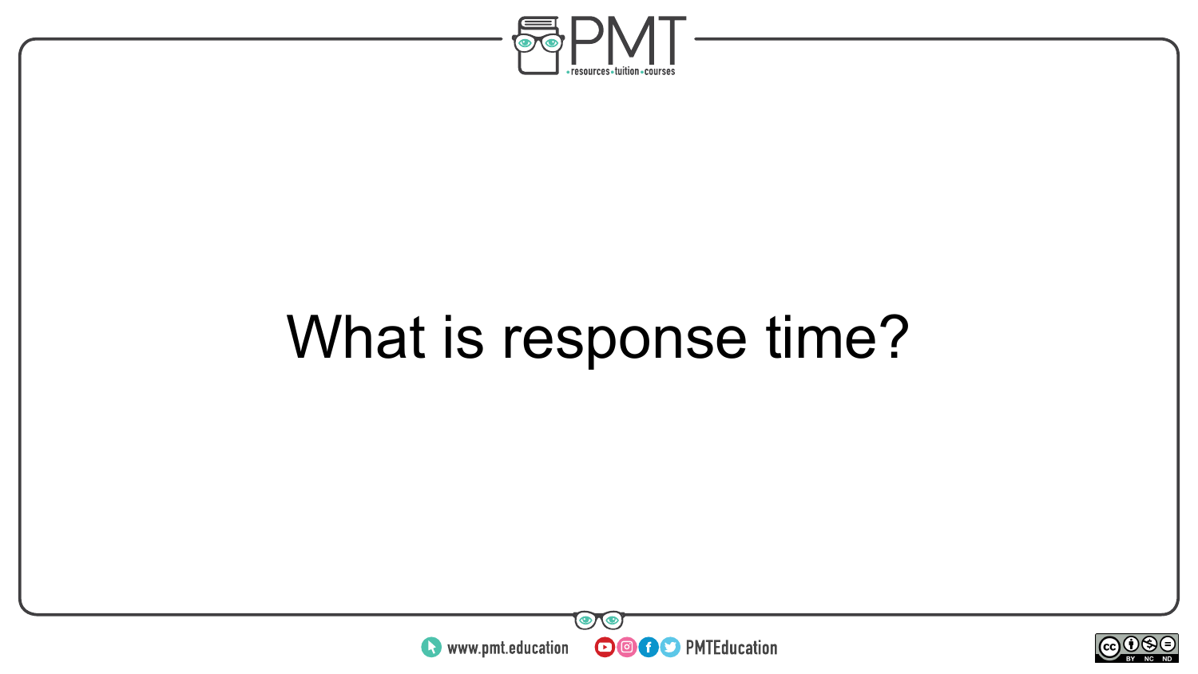What is response time?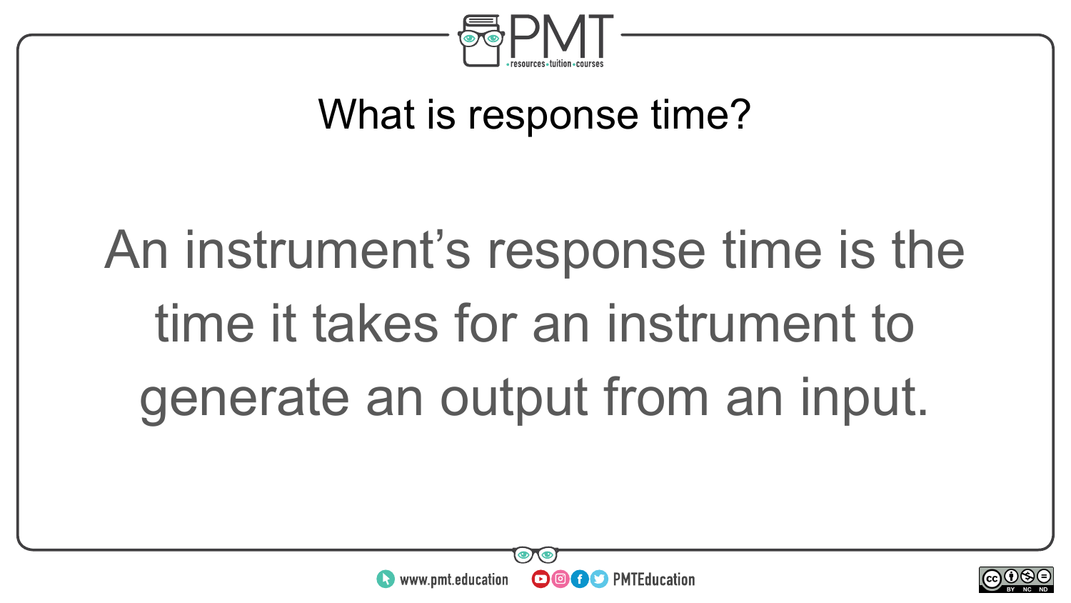## What is response time?

An instrument’s response time is the time it takes for an instrument to generate an output from an input.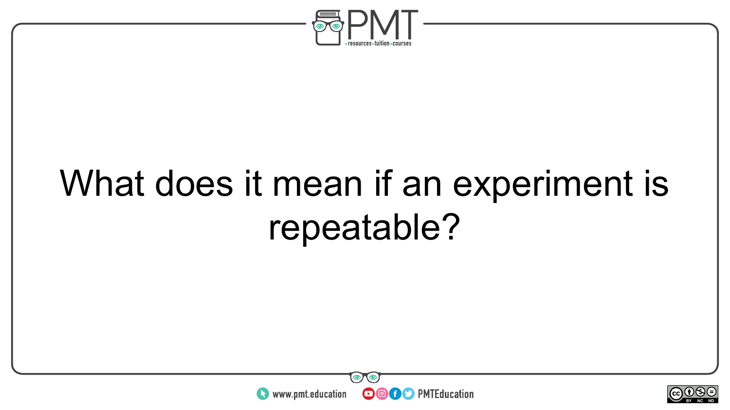What does it mean if an experiment is repeatable?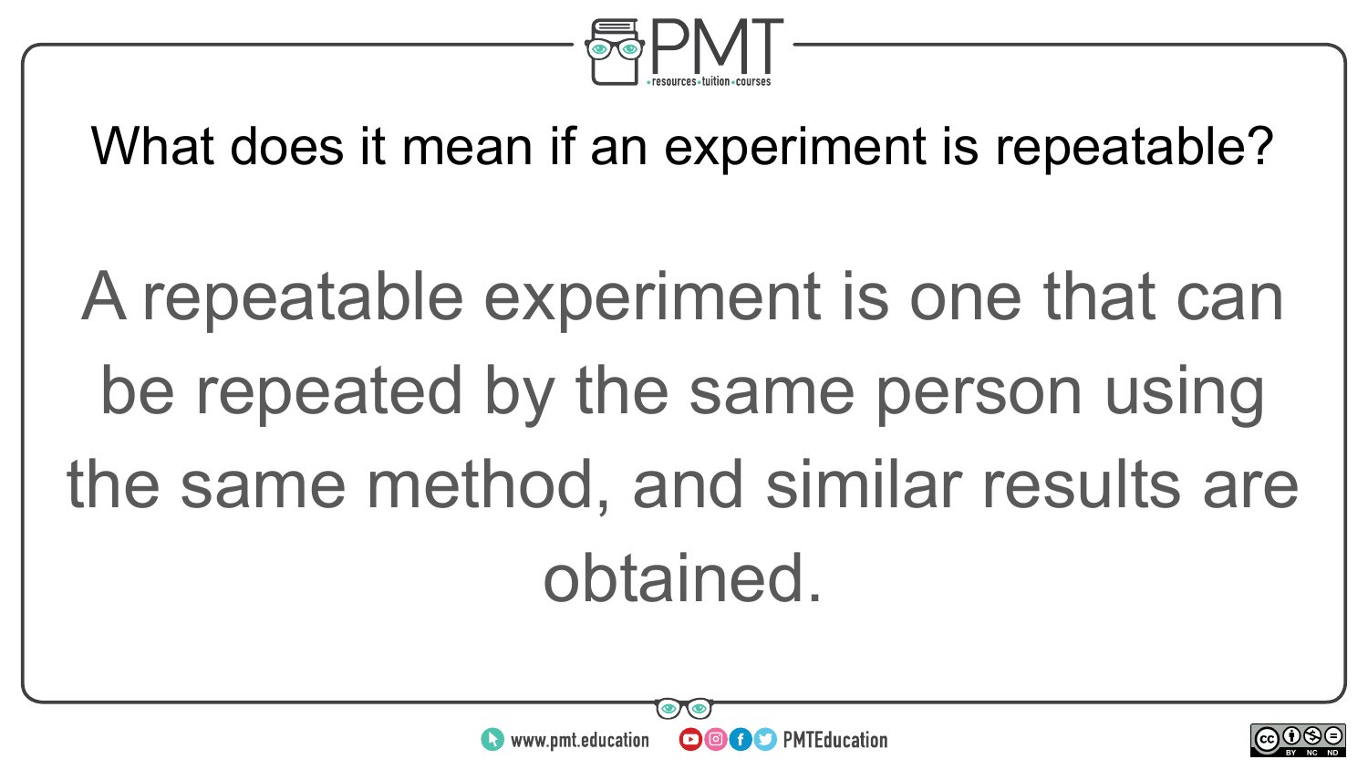What does it mean if an experiment is repeatable?

A repeatable experiment is one that can be repeated by the same person using the same method, and similar results are obtained.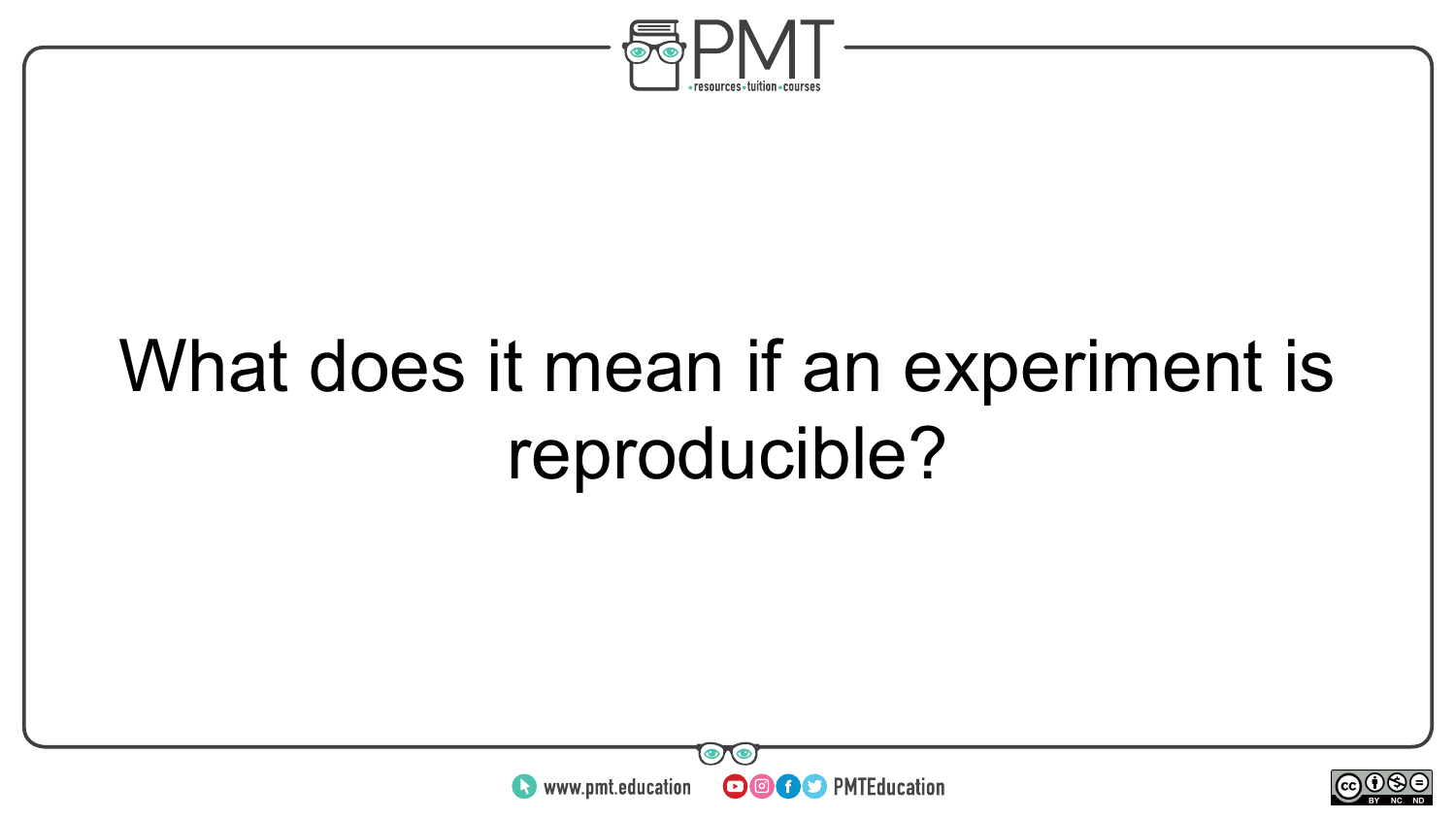What does it mean if an experiment is reproducible?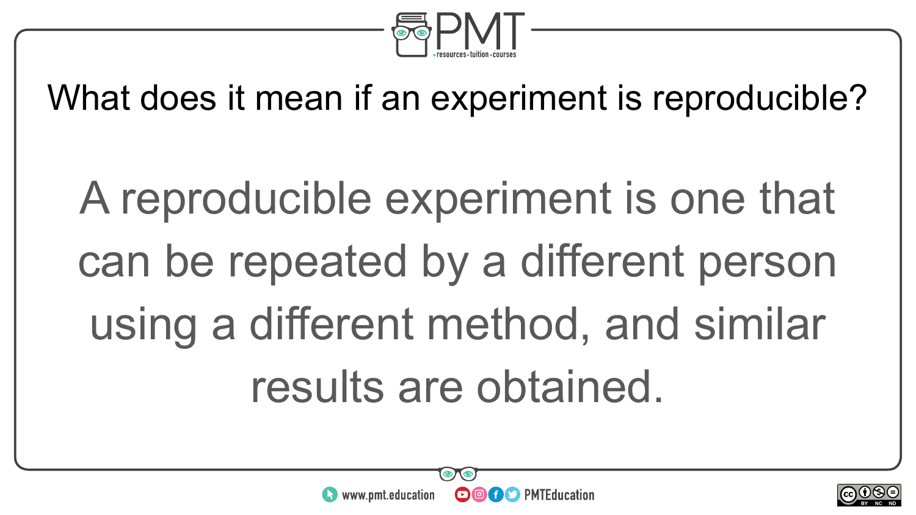What does it mean if an experiment is reproducible?

A reproducible experiment is one that can be repeated by a different person using a different method, and similar results are obtained.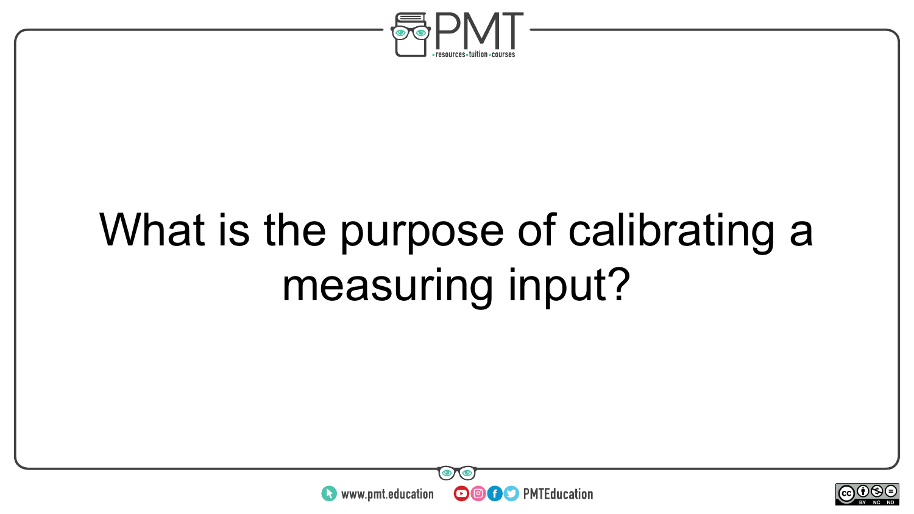What is the purpose of calibrating a measuring input?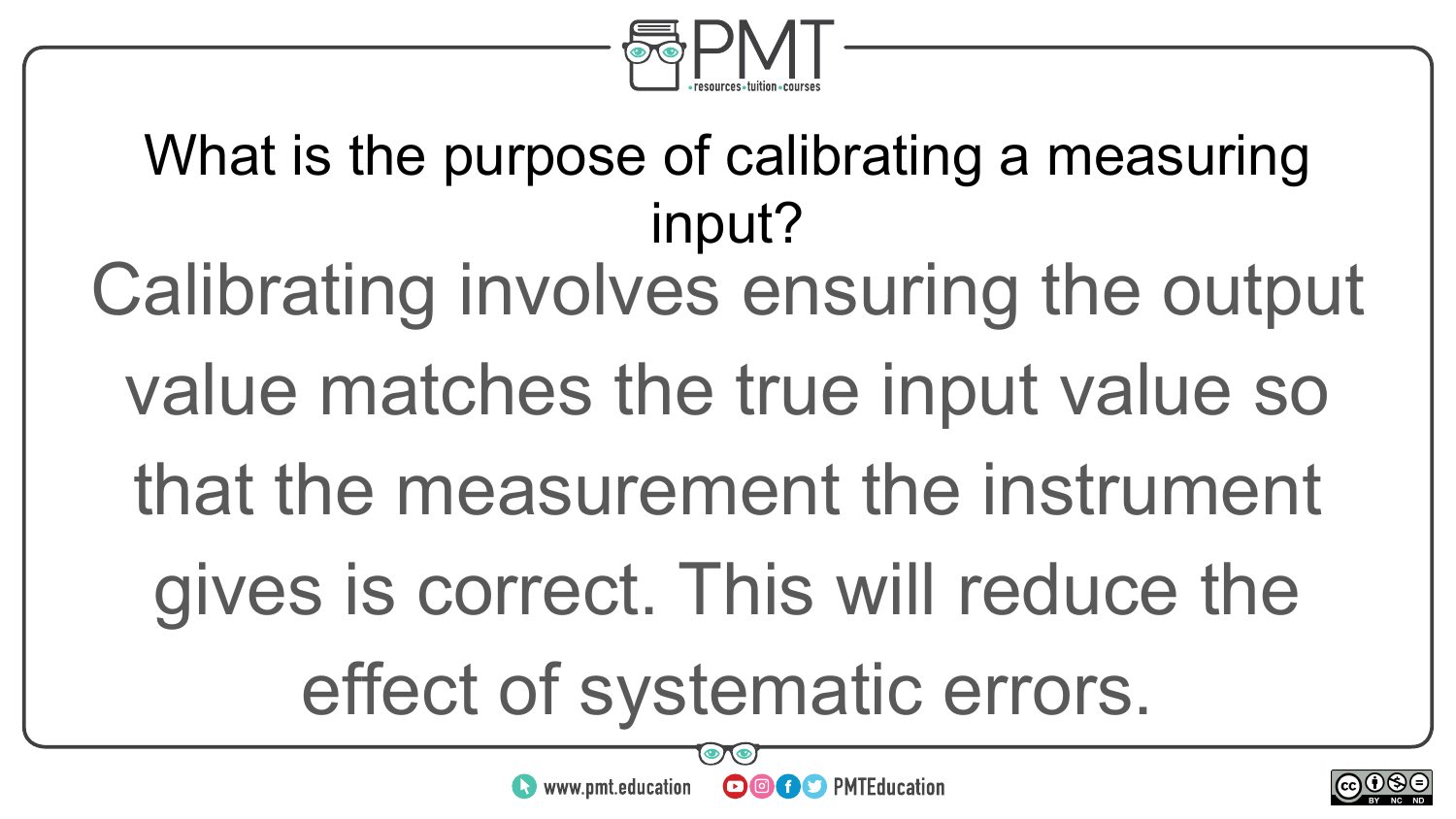What is the purpose of calibrating a measuring input?

Calibrating involves ensuring the output value matches the true input value so that the measurement the instrument gives is correct. This will reduce the effect of systematic errors.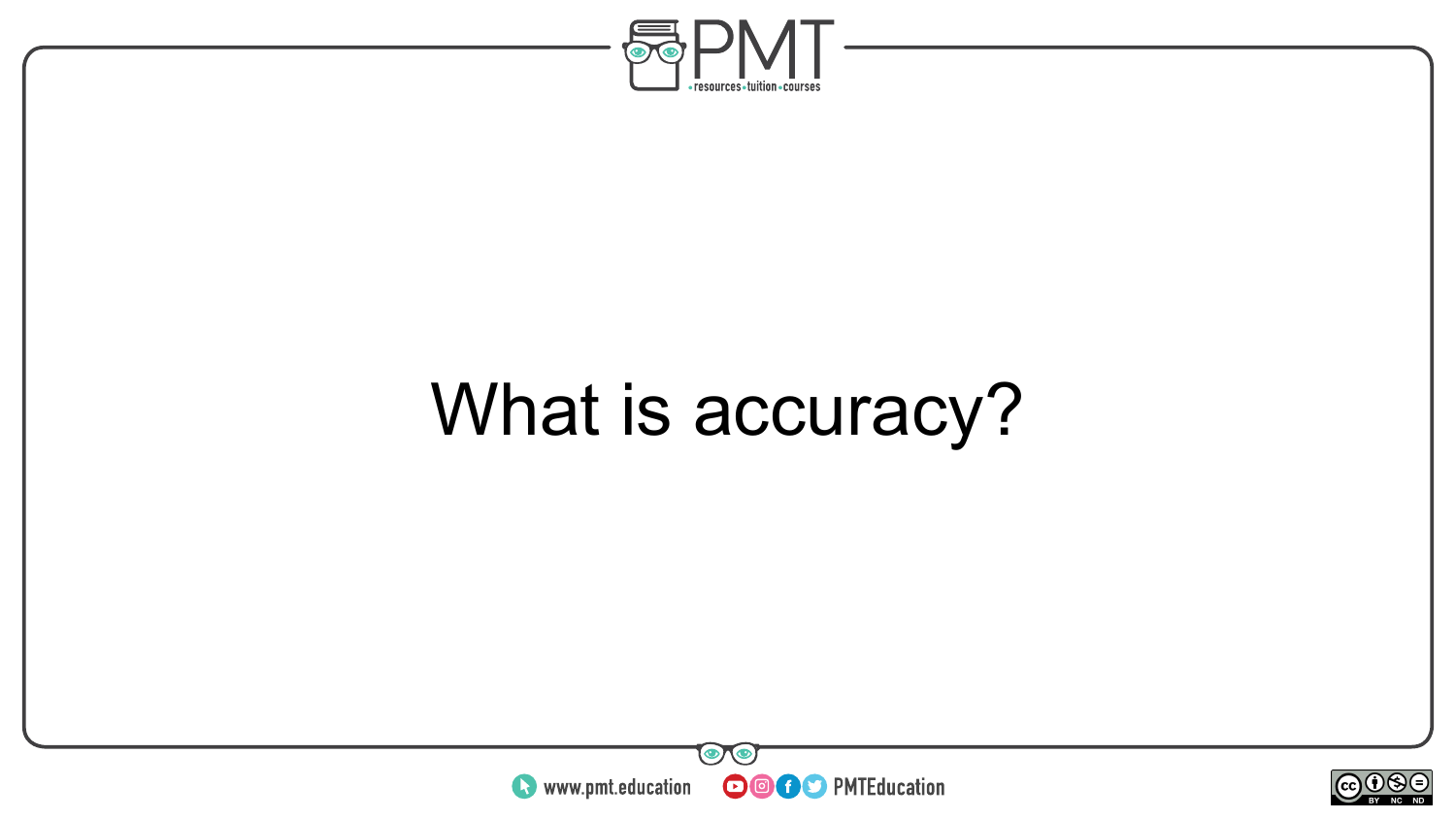What is accuracy?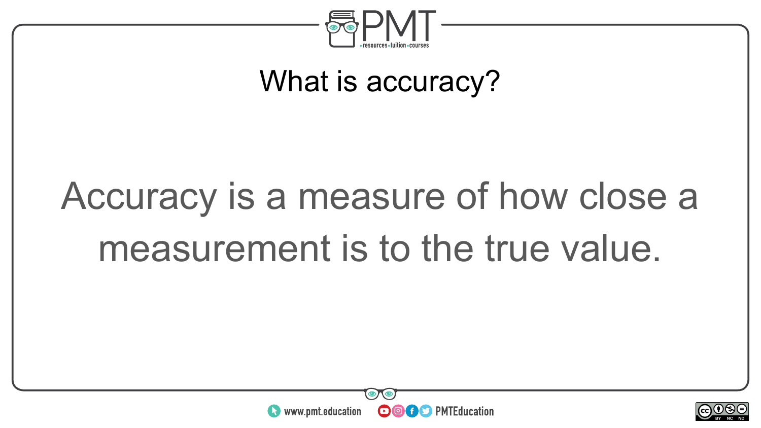## What is accuracy?

Accuracy is a measure of how close a measurement is to the true value.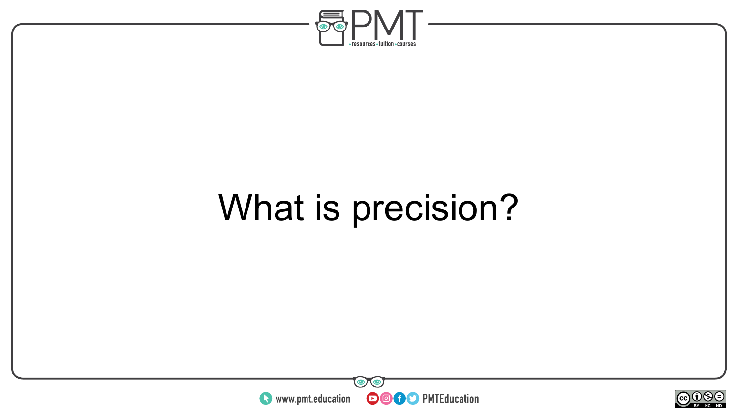What is precision?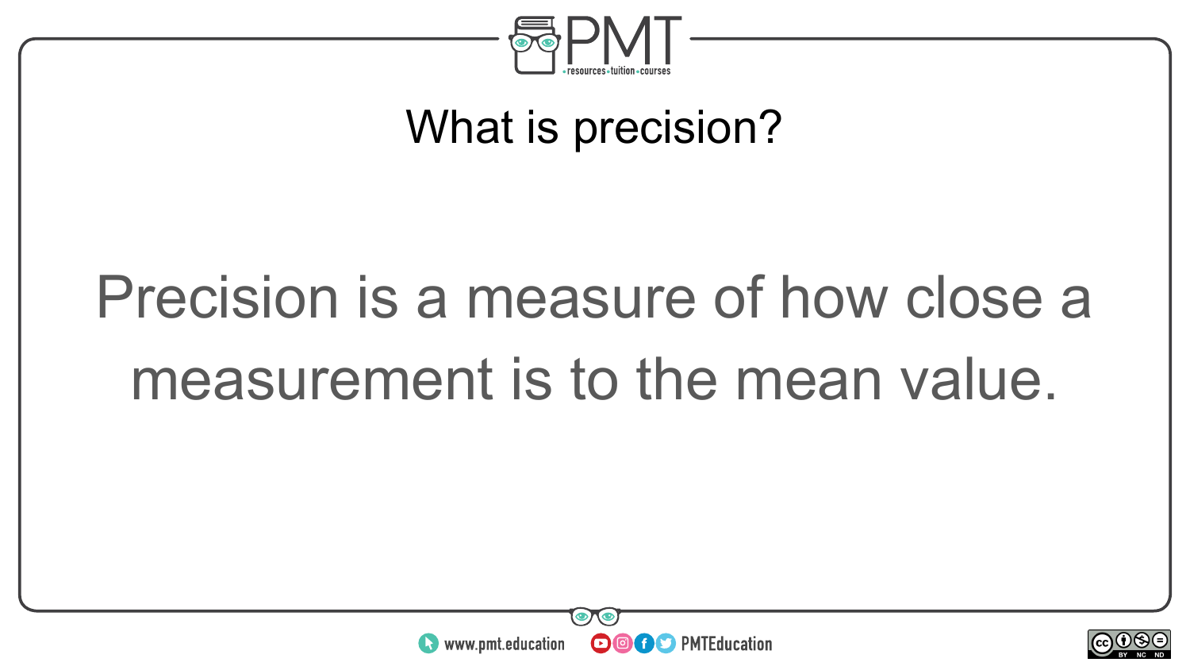What is precision?

Precision is a measure of how close a measurement is to the mean value.